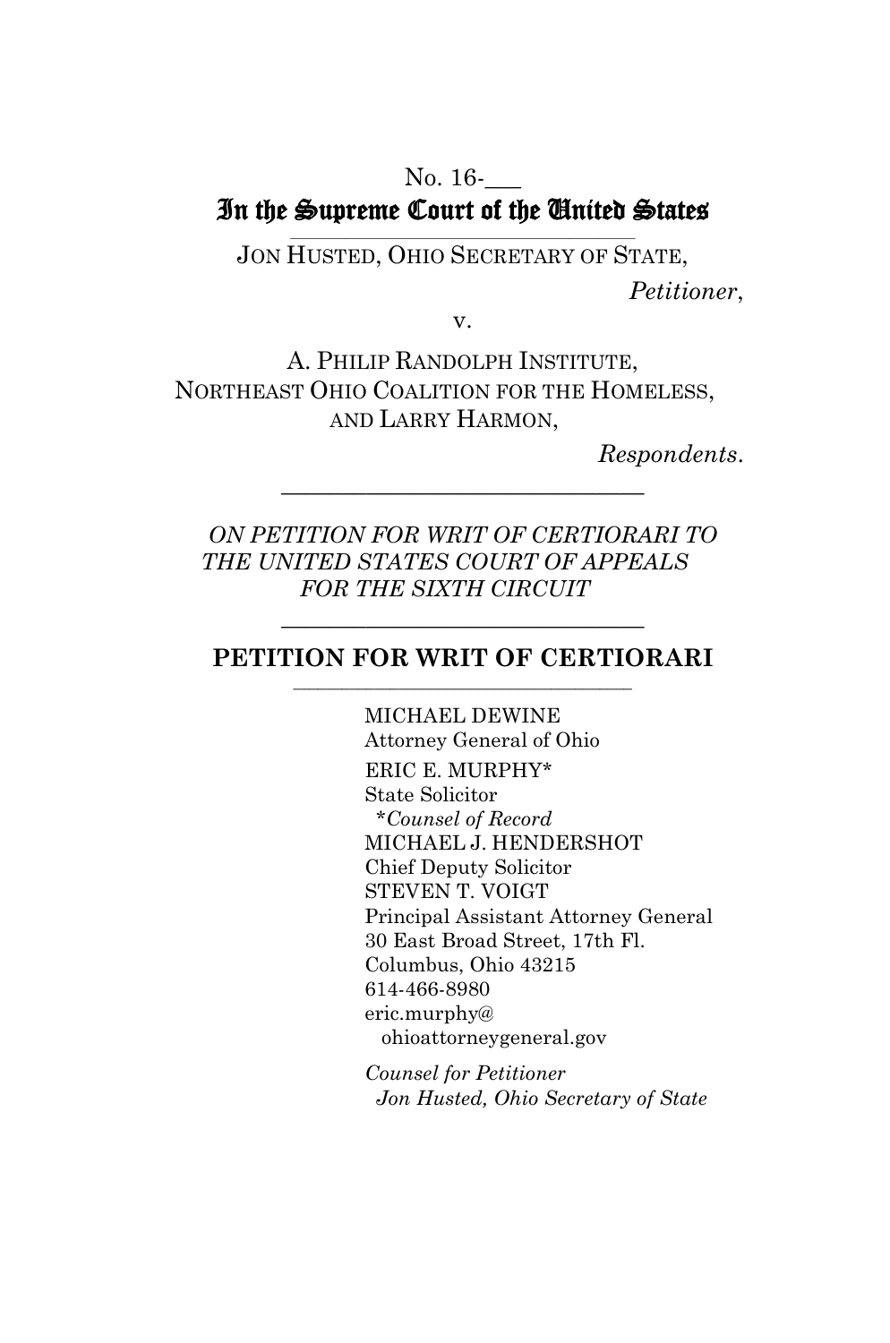No. 16-\_\_\_

# In the Supreme Court of the United States

JON HUSTED, OHIO SECRETARY OF STATE,

*Petitioner*,

v.

A. PHILIP RANDOLPH INSTITUTE, NORTHEAST OHIO COALITION FOR THE HOMELESS, AND LARRY HARMON,

*Respondents*.

---

*ON PETITION FOR WRIT OF CERTIORARI TO THE UNITED STATES COURT OF APPEALS FOR THE SIXTH CIRCUIT*

---

## PETITION FOR WRIT OF CERTIORARI

MICHAEL DEWINE
Attorney General of Ohio

ERIC E. MURPHY*
State Solicitor
*\*Counsel of Record*
MICHAEL J. HENDERSHOT
Chief Deputy Solicitor
STEVEN T. VOIGT
Principal Assistant Attorney General
30 East Broad Street, 17th Fl.
Columbus, Ohio 43215
614-466-8980
eric.murphy@ohioattorneygeneral.gov

*Counsel for Petitioner Jon Husted, Ohio Secretary of State*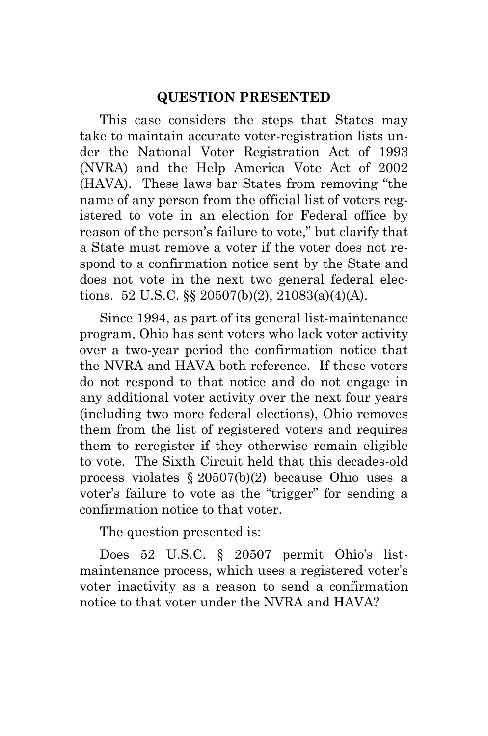## QUESTION PRESENTED

This case considers the steps that States may take to maintain accurate voter-registration lists under the National Voter Registration Act of 1993 (NVRA) and the Help America Vote Act of 2002 (HAVA). These laws bar States from removing "the name of any person from the official list of voters registered to vote in an election for Federal office by reason of the person's failure to vote," but clarify that a State must remove a voter if the voter does not respond to a confirmation notice sent by the State and does not vote in the next two general federal elections. 52 U.S.C. §§ 20507(b)(2), 21083(a)(4)(A).

Since 1994, as part of its general list-maintenance program, Ohio has sent voters who lack voter activity over a two-year period the confirmation notice that the NVRA and HAVA both reference. If these voters do not respond to that notice and do not engage in any additional voter activity over the next four years (including two more federal elections), Ohio removes them from the list of registered voters and requires them to reregister if they otherwise remain eligible to vote. The Sixth Circuit held that this decades-old process violates § 20507(b)(2) because Ohio uses a voter's failure to vote as the "trigger" for sending a confirmation notice to that voter.

The question presented is:

Does 52 U.S.C. § 20507 permit Ohio's list-maintenance process, which uses a registered voter's voter inactivity as a reason to send a confirmation notice to that voter under the NVRA and HAVA?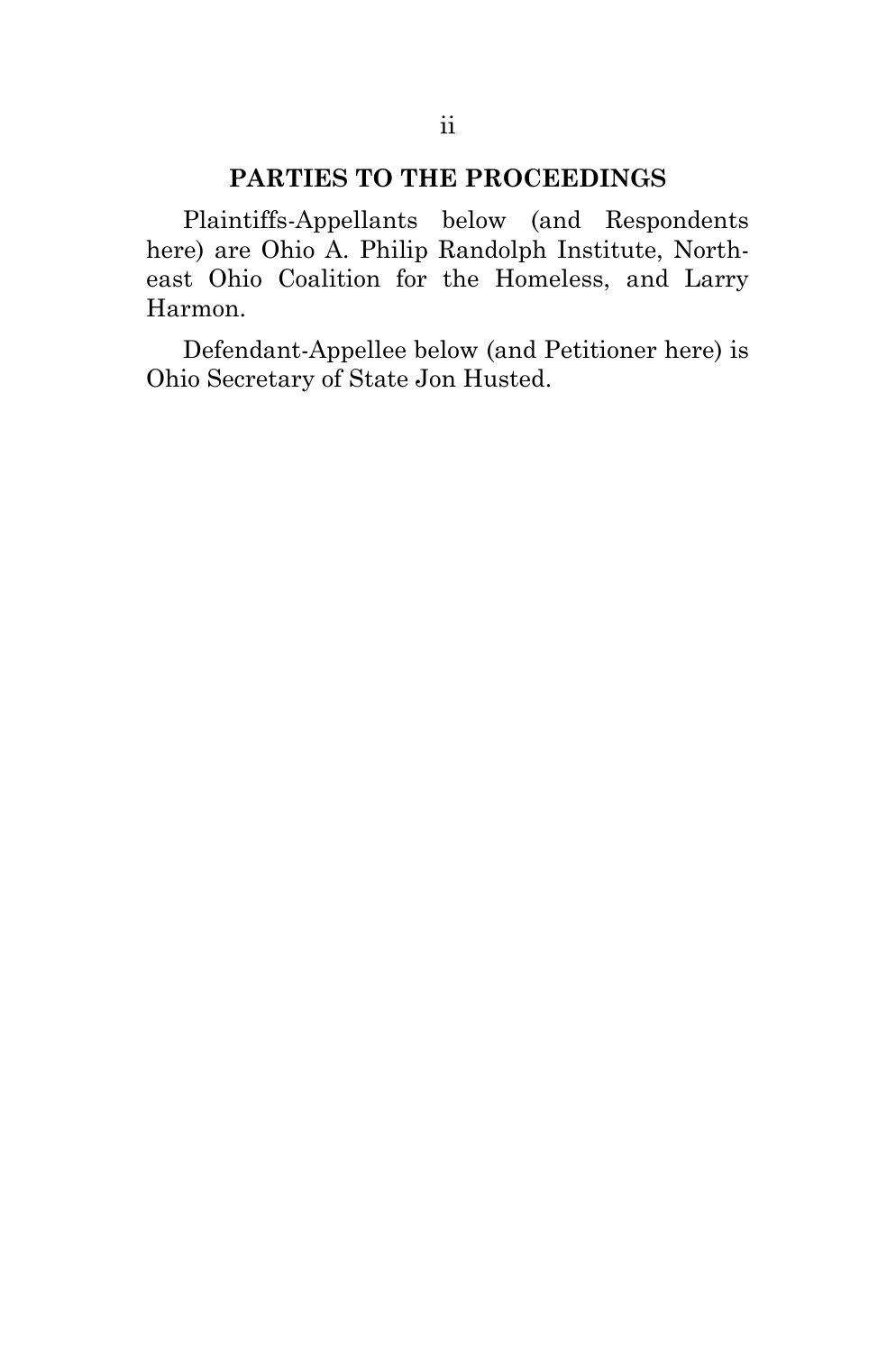## PARTIES TO THE PROCEEDINGS

Plaintiffs-Appellants below (and Respondents here) are Ohio A. Philip Randolph Institute, Northeast Ohio Coalition for the Homeless, and Larry Harmon.

Defendant-Appellee below (and Petitioner here) is Ohio Secretary of State Jon Husted.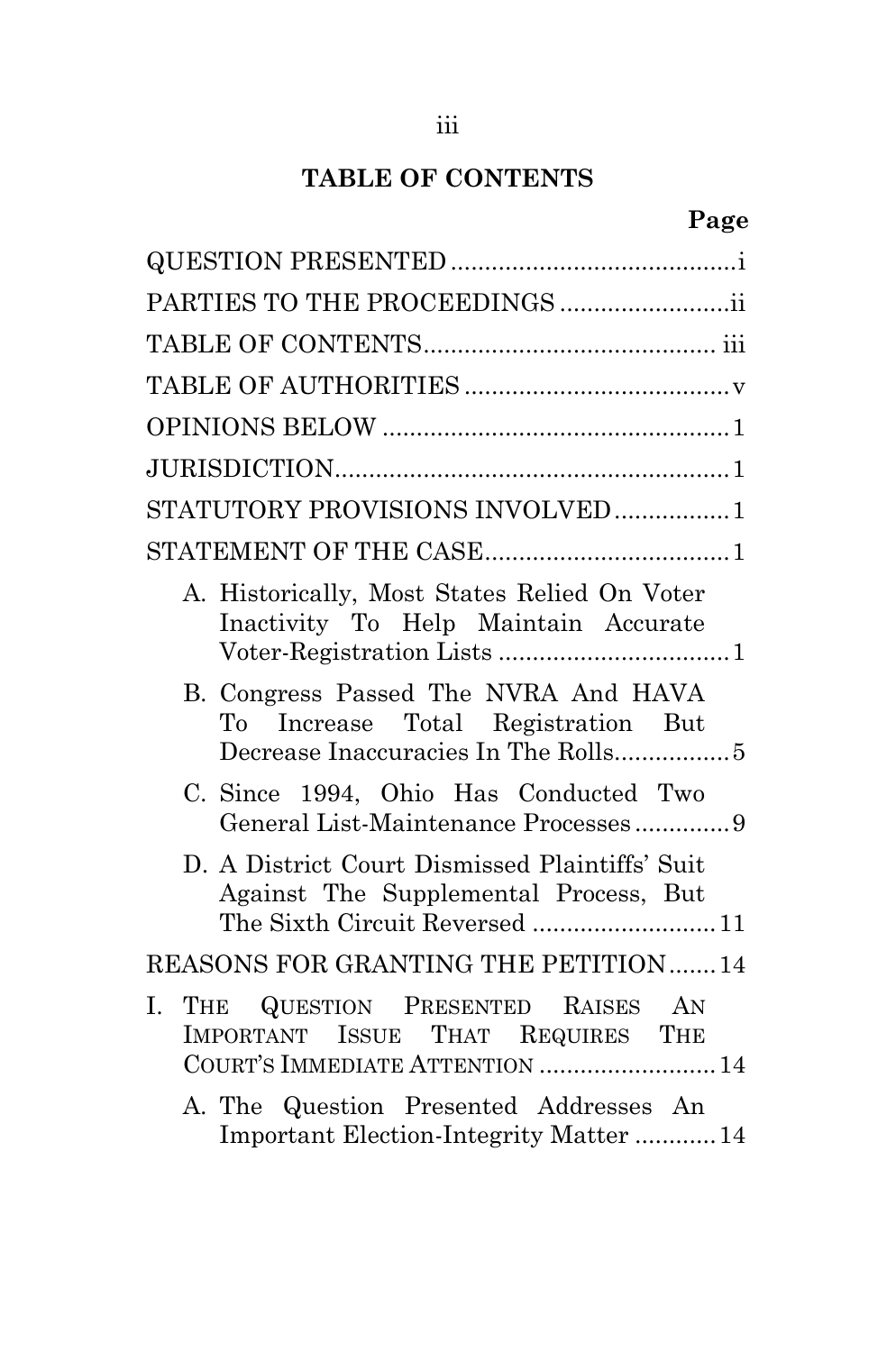# TABLE OF CONTENTS

**Page**

QUESTION PRESENTED .......................................... i

PARTIES TO THE PROCEEDINGS ......................... ii

TABLE OF CONTENTS .......................................... iii

TABLE OF AUTHORITIES ....................................... v

OPINIONS BELOW .................................................. 1

JURISDICTION ........................................................ 1

STATUTORY PROVISIONS INVOLVED ................. 1

STATEMENT OF THE CASE .................................... 1

- A. Historically, Most States Relied On Voter Inactivity To Help Maintain Accurate Voter-Registration Lists .................................. 1
- B. Congress Passed The NVRA And HAVA To Increase Total Registration But Decrease Inaccuracies In The Rolls ................. 5
- C. Since 1994, Ohio Has Conducted Two General List-Maintenance Processes .............. 9
- D. A District Court Dismissed Plaintiffs' Suit Against The Supplemental Process, But The Sixth Circuit Reversed ........................... 11

REASONS FOR GRANTING THE PETITION ....... 14

I. THE QUESTION PRESENTED RAISES AN IMPORTANT ISSUE THAT REQUIRES THE COURT'S IMMEDIATE ATTENTION .......................... 14

- A. The Question Presented Addresses An Important Election-Integrity Matter ............ 14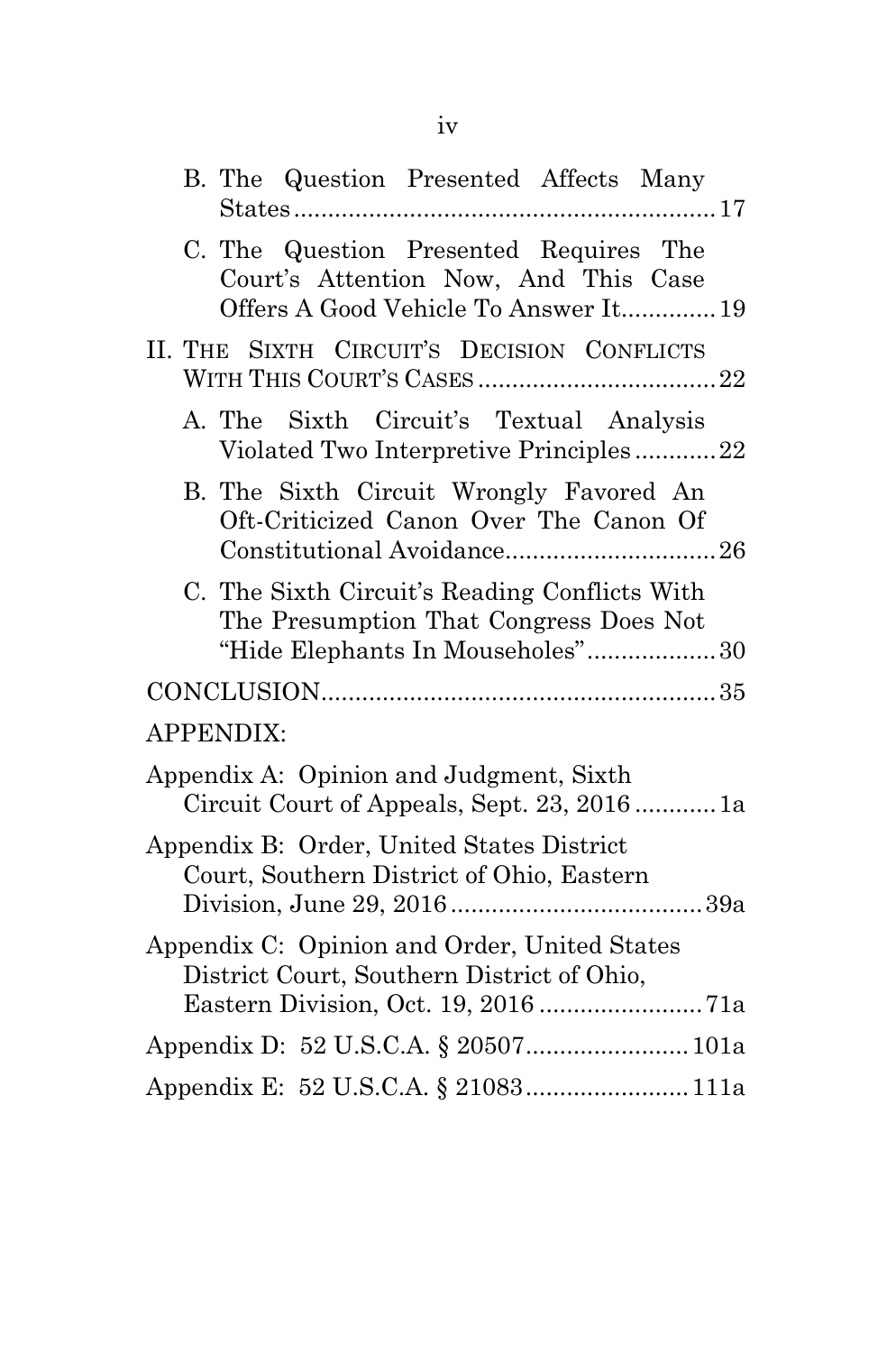B. The Question Presented Affects Many States ............................................................ 17

C. The Question Presented Requires The Court's Attention Now, And This Case Offers A Good Vehicle To Answer It .............. 19

II. THE SIXTH CIRCUIT'S DECISION CONFLICTS WITH THIS COURT'S CASES ................................... 22

A. The Sixth Circuit's Textual Analysis Violated Two Interpretive Principles ............ 22

B. The Sixth Circuit Wrongly Favored An Oft-Criticized Canon Over The Canon Of Constitutional Avoidance ............................... 26

C. The Sixth Circuit's Reading Conflicts With The Presumption That Congress Does Not "Hide Elephants In Mouseholes" ................... 30

CONCLUSION .......................................................... 35

APPENDIX:

Appendix A: Opinion and Judgment, Sixth Circuit Court of Appeals, Sept. 23, 2016 ............ 1a

Appendix B: Order, United States District Court, Southern District of Ohio, Eastern Division, June 29, 2016 ..................................... 39a

Appendix C: Opinion and Order, United States District Court, Southern District of Ohio, Eastern Division, Oct. 19, 2016 ........................ 71a

Appendix D: 52 U.S.C.A. § 20507 ........................ 101a

Appendix E: 52 U.S.C.A. § 21083 ........................ 111a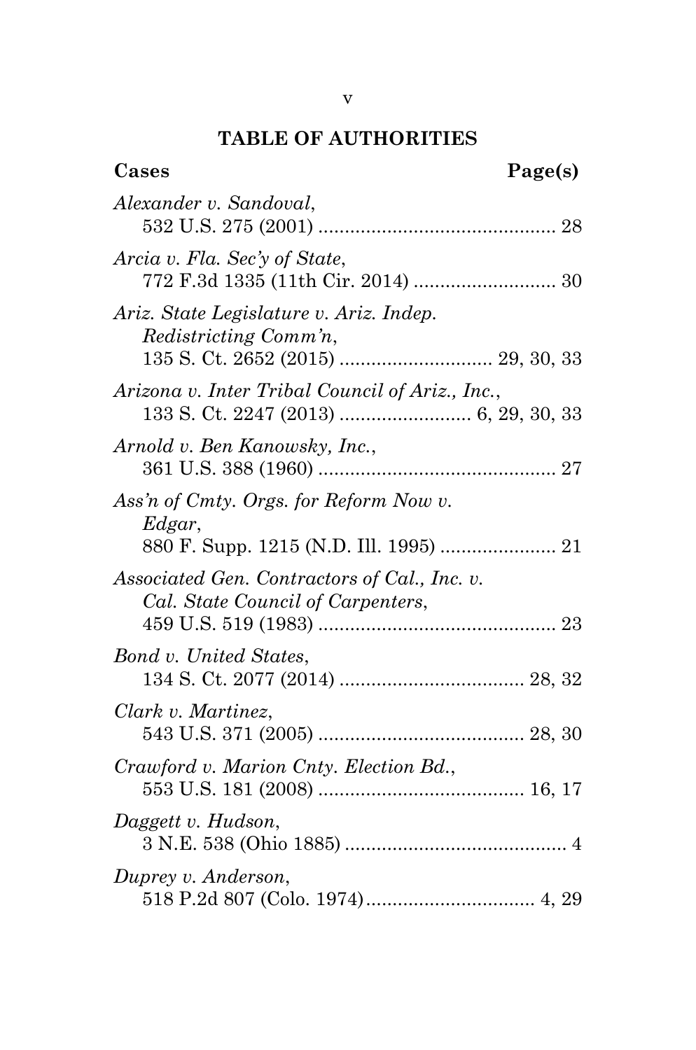## TABLE OF AUTHORITIES

**Cases** **Page(s)**

*Alexander v. Sandoval*,
532 U.S. 275 (2001) ............................................ 28

*Arcia v. Fla. Sec'y of State*,
772 F.3d 1335 (11th Cir. 2014) .......................... 30

*Ariz. State Legislature v. Ariz. Indep. Redistricting Comm'n*,
135 S. Ct. 2652 (2015) ............................ 29, 30, 33

*Arizona v. Inter Tribal Council of Ariz., Inc.*,
133 S. Ct. 2247 (2013) ........................ 6, 29, 30, 33

*Arnold v. Ben Kanowsky, Inc.*,
361 U.S. 388 (1960) ............................................ 27

*Ass'n of Cmty. Orgs. for Reform Now v. Edgar*,
880 F. Supp. 1215 (N.D. Ill. 1995) ..................... 21

*Associated Gen. Contractors of Cal., Inc. v. Cal. State Council of Carpenters*,
459 U.S. 519 (1983) ............................................ 23

*Bond v. United States*,
134 S. Ct. 2077 (2014) .................................. 28, 32

*Clark v. Martinez*,
543 U.S. 371 (2005) ...................................... 28, 30

*Crawford v. Marion Cnty. Election Bd.*,
553 U.S. 181 (2008) ...................................... 16, 17

*Daggett v. Hudson*,
3 N.E. 538 (Ohio 1885) .......................................... 4

*Duprey v. Anderson*,
518 P.2d 807 (Colo. 1974)................................ 4, 29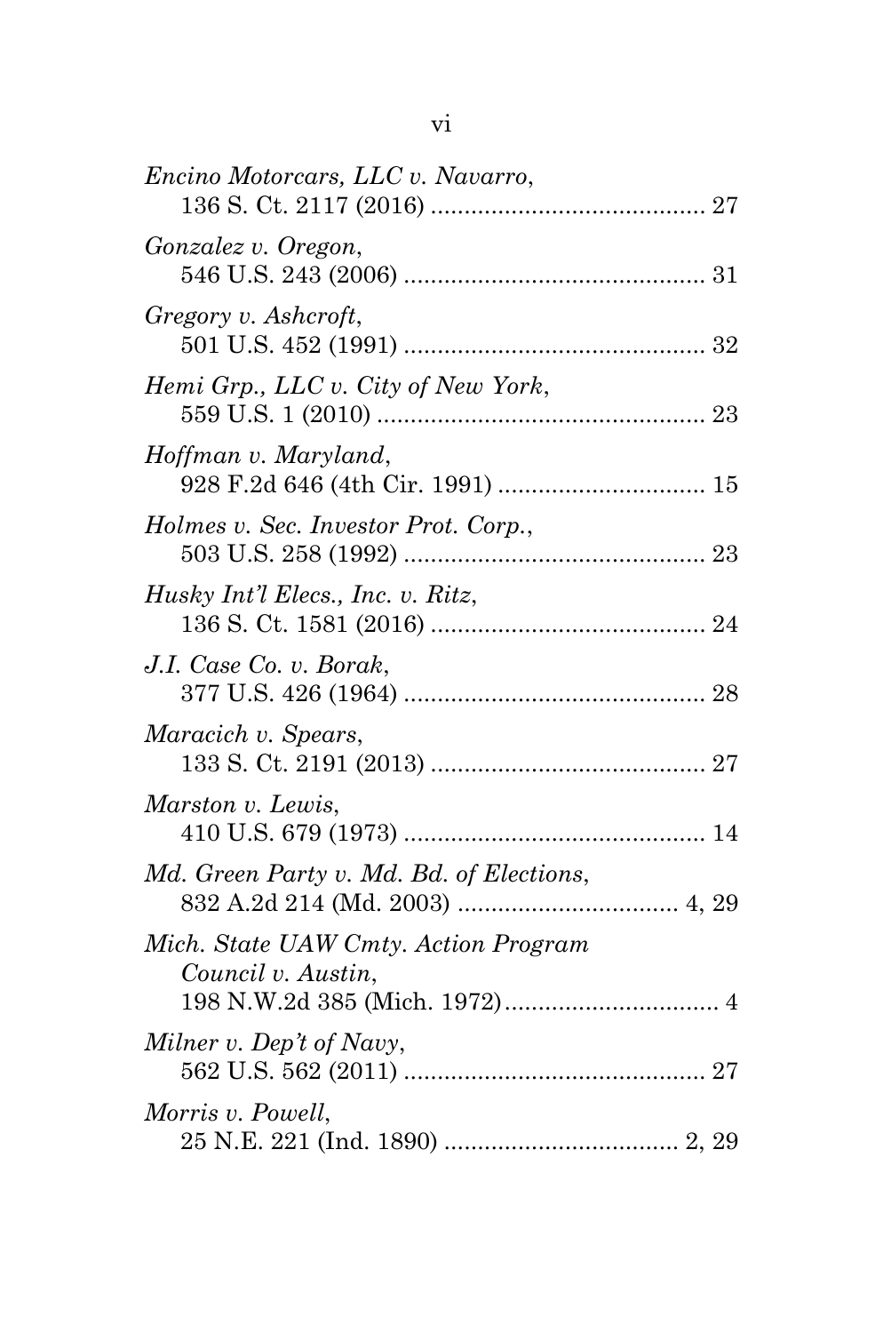*Encino Motorcars, LLC v. Navarro*,
136 S. Ct. 2117 (2016) .......................................... 27

*Gonzalez v. Oregon*,
546 U.S. 243 (2006) ............................................. 31

*Gregory v. Ashcroft*,
501 U.S. 452 (1991) ............................................. 32

*Hemi Grp., LLC v. City of New York*,
559 U.S. 1 (2010) ................................................. 23

*Hoffman v. Maryland*,
928 F.2d 646 (4th Cir. 1991) ............................... 15

*Holmes v. Sec. Investor Prot. Corp.*,
503 U.S. 258 (1992) ............................................. 23

*Husky Int'l Elecs., Inc. v. Ritz*,
136 S. Ct. 1581 (2016) .......................................... 24

*J.I. Case Co. v. Borak*,
377 U.S. 426 (1964) ............................................. 28

*Maracich v. Spears*,
133 S. Ct. 2191 (2013) .......................................... 27

*Marston v. Lewis*,
410 U.S. 679 (1973) ............................................. 14

*Md. Green Party v. Md. Bd. of Elections*,
832 A.2d 214 (Md. 2003) ................................. 4, 29

*Mich. State UAW Cmty. Action Program Council v. Austin*,
198 N.W.2d 385 (Mich. 1972)................................ 4

*Milner v. Dep't of Navy*,
562 U.S. 562 (2011) ............................................. 27

*Morris v. Powell*,
25 N.E. 221 (Ind. 1890) .................................... 2, 29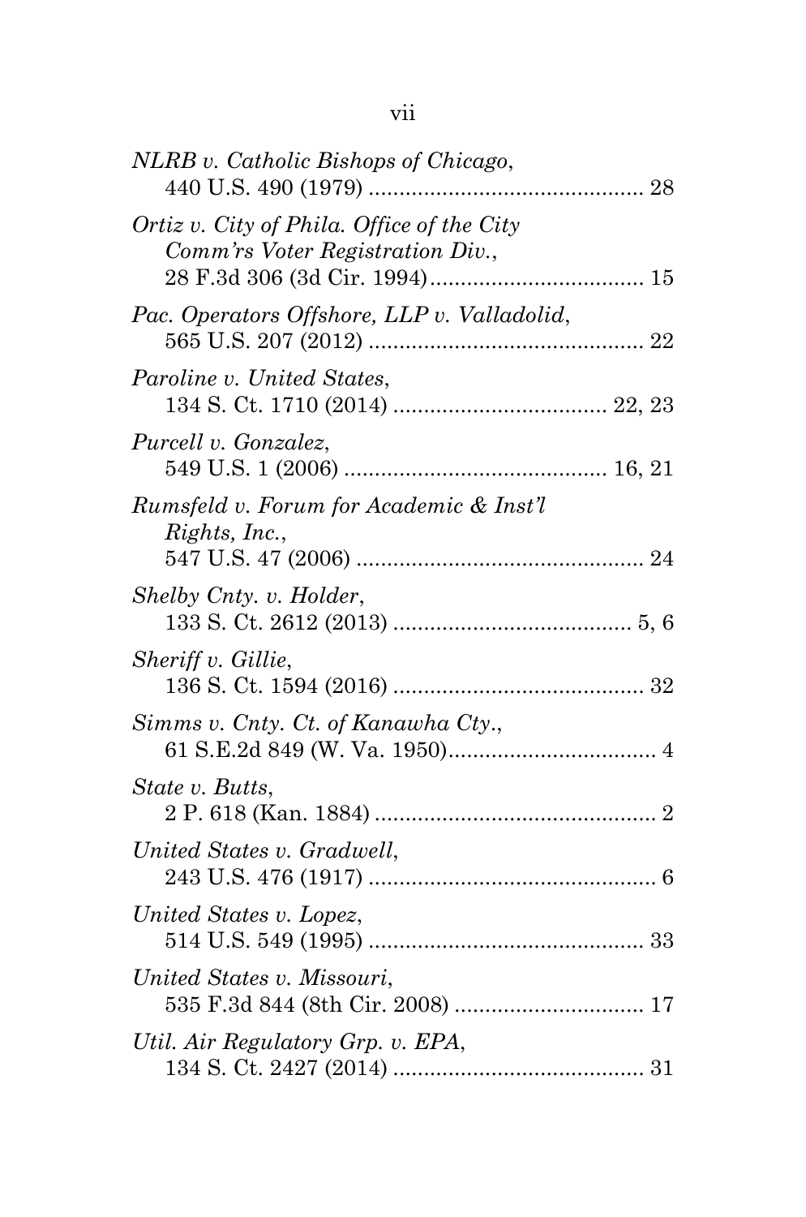*NLRB v. Catholic Bishops of Chicago*,
440 U.S. 490 (1979) ............................................ 28

*Ortiz v. City of Phila. Office of the City Comm'rs Voter Registration Div.*,
28 F.3d 306 (3d Cir. 1994).................................. 15

*Pac. Operators Offshore, LLP v. Valladolid*,
565 U.S. 207 (2012) ............................................ 22

*Paroline v. United States*,
134 S. Ct. 1710 (2014) .................................. 22, 23

*Purcell v. Gonzalez*,
549 U.S. 1 (2006) .......................................... 16, 21

*Rumsfeld v. Forum for Academic & Inst'l Rights, Inc.*,
547 U.S. 47 (2006) .............................................. 24

*Shelby Cnty. v. Holder*,
133 S. Ct. 2612 (2013) ...................................... 5, 6

*Sheriff v. Gillie*,
136 S. Ct. 1594 (2016) ........................................ 32

*Simms v. Cnty. Ct. of Kanawha Cty.*,
61 S.E.2d 849 (W. Va. 1950).................................. 4

*State v. Butts*,
2 P. 618 (Kan. 1884) .............................................. 2

*United States v. Gradwell*,
243 U.S. 476 (1917) .............................................. 6

*United States v. Lopez*,
514 U.S. 549 (1995) ............................................ 33

*United States v. Missouri*,
535 F.3d 844 (8th Cir. 2008) .............................. 17

*Util. Air Regulatory Grp. v. EPA*,
134 S. Ct. 2427 (2014) ........................................ 31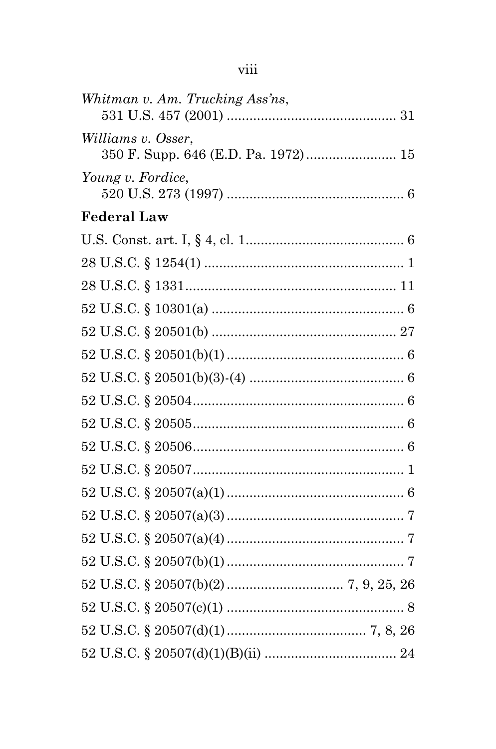*Whitman v. Am. Trucking Ass'ns*,
531 U.S. 457 (2001) ............................................ 31

*Williams v. Osser*,
350 F. Supp. 646 (E.D. Pa. 1972) ........................ 15

*Young v. Fordice*,
520 U.S. 273 (1997) .............................................. 6

**Federal Law**

U.S. Const. art. I, § 4, cl. 1 .......................................... 6

28 U.S.C. § 1254(1) ..................................................... 1

28 U.S.C. § 1331 ........................................................ 11

52 U.S.C. § 10301(a) ................................................... 6

52 U.S.C. § 20501(b) ................................................. 27

52 U.S.C. § 20501(b)(1) ............................................... 6

52 U.S.C. § 20501(b)(3)-(4) ......................................... 6

52 U.S.C. § 20504 ........................................................ 6

52 U.S.C. § 20505 ........................................................ 6

52 U.S.C. § 20506 ........................................................ 6

52 U.S.C. § 20507 ........................................................ 1

52 U.S.C. § 20507(a)(1) ............................................... 6

52 U.S.C. § 20507(a)(3) ............................................... 7

52 U.S.C. § 20507(a)(4) ............................................... 7

52 U.S.C. § 20507(b)(1) ............................................... 7

52 U.S.C. § 20507(b)(2) ............................... 7, 9, 25, 26

52 U.S.C. § 20507(c)(1) ............................................... 8

52 U.S.C. § 20507(d)(1) ..................................... 7, 8, 26

52 U.S.C. § 20507(d)(1)(B)(ii) ................................... 24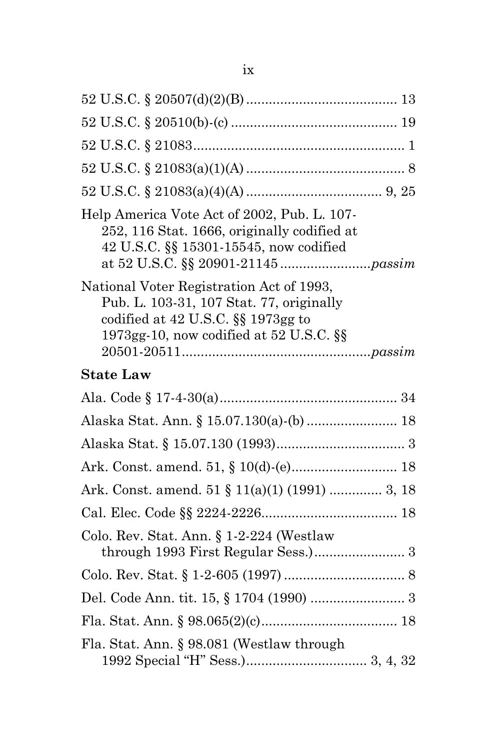52 U.S.C. § 20507(d)(2)(B) ........................................ 13

52 U.S.C. § 20510(b)-(c) ............................................ 19

52 U.S.C. § 21083........................................................ 1

52 U.S.C. § 21083(a)(1)(A) .......................................... 8

52 U.S.C. § 21083(a)(4)(A) .................................... 9, 25

Help America Vote Act of 2002, Pub. L. 107-252, 116 Stat. 1666, originally codified at 42 U.S.C. §§ 15301-15545, now codified at 52 U.S.C. §§ 20901-21145 ........................*passim*

National Voter Registration Act of 1993, Pub. L. 103-31, 107 Stat. 77, originally codified at 42 U.S.C. §§ 1973gg to 1973gg-10, now codified at 52 U.S.C. §§ 20501-20511..................................................*passim*

**State Law**

Ala. Code § 17-4-30(a)................................................ 34

Alaska Stat. Ann. § 15.07.130(a)-(b) ........................ 18

Alaska Stat. § 15.07.130 (1993).................................. 3

Ark. Const. amend. 51, § 10(d)-(e)............................ 18

Ark. Const. amend. 51 § 11(a)(1) (1991) ............. 3, 18

Cal. Elec. Code §§ 2224-2226.................................... 18

Colo. Rev. Stat. Ann. § 1-2-224 (Westlaw through 1993 First Regular Sess.)........................ 3

Colo. Rev. Stat. § 1-2-605 (1997) ................................ 8

Del. Code Ann. tit. 15, § 1704 (1990) ......................... 3

Fla. Stat. Ann. § 98.065(2)(c).................................... 18

Fla. Stat. Ann. § 98.081 (Westlaw through 1992 Special "H" Sess.)................................ 3, 4, 32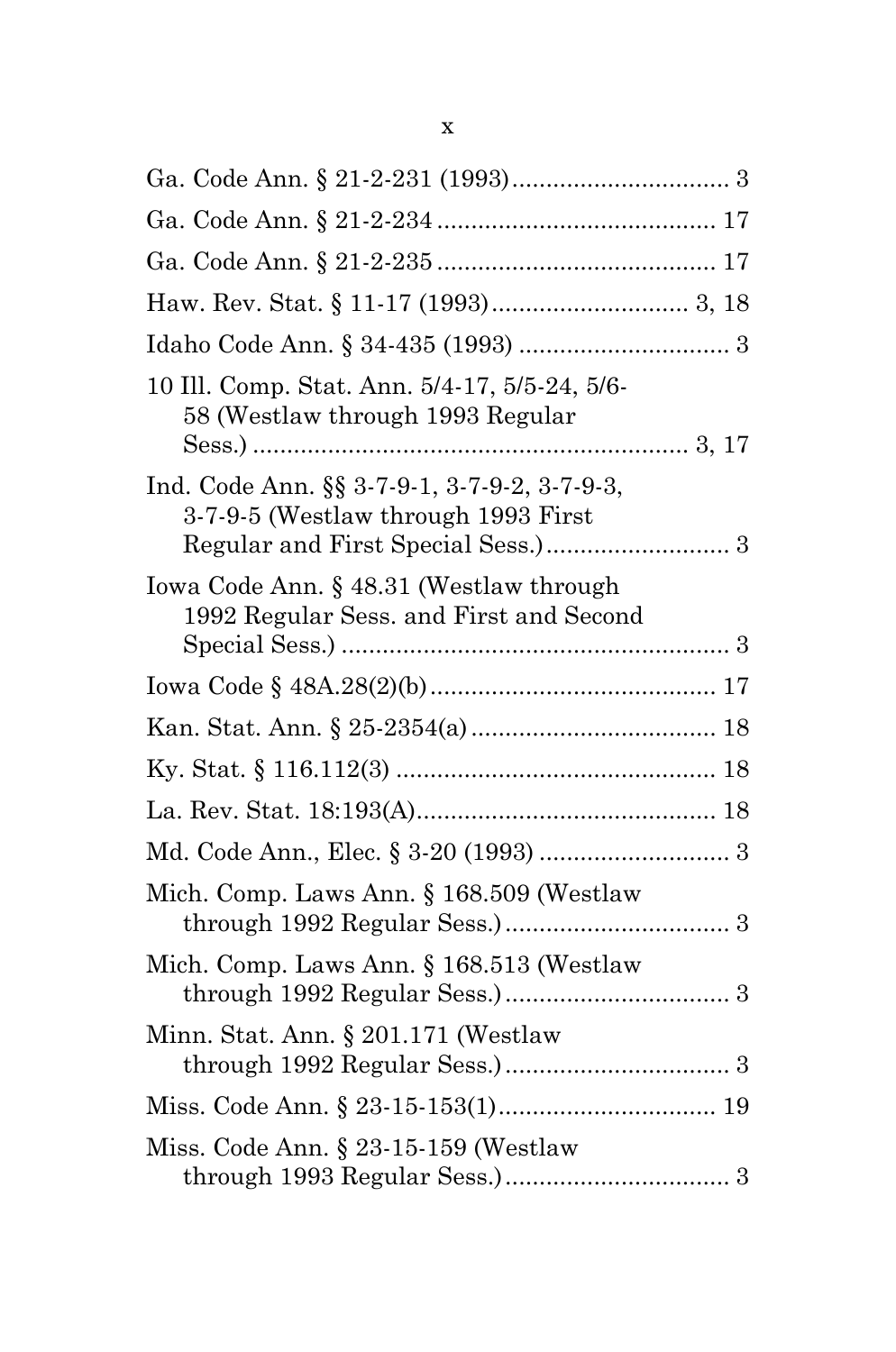Ga. Code Ann. § 21-2-231 (1993)................................ 3

Ga. Code Ann. § 21-2-234......................................... 17

Ga. Code Ann. § 21-2-235......................................... 17

Haw. Rev. Stat. § 11-17 (1993)............................ 3, 18

Idaho Code Ann. § 34-435 (1993) .............................. 3

10 Ill. Comp. Stat. Ann. 5/4-17, 5/5-24, 5/6-58 (Westlaw through 1993 Regular Sess.) ............................................................... 3, 17

Ind. Code Ann. §§ 3-7-9-1, 3-7-9-2, 3-7-9-3, 3-7-9-5 (Westlaw through 1993 First Regular and First Special Sess.)........................... 3

Iowa Code Ann. § 48.31 (Westlaw through 1992 Regular Sess. and First and Second Special Sess.) ........................................................ 3

Iowa Code § 48A.28(2)(b)......................................... 17

Kan. Stat. Ann. § 25-2354(a).................................... 18

Ky. Stat. § 116.112(3) ............................................... 18

La. Rev. Stat. 18:193(A)............................................ 18

Md. Code Ann., Elec. § 3-20 (1993) ............................ 3

Mich. Comp. Laws Ann. § 168.509 (Westlaw through 1992 Regular Sess.)................................. 3

Mich. Comp. Laws Ann. § 168.513 (Westlaw through 1992 Regular Sess.)................................. 3

Minn. Stat. Ann. § 201.171 (Westlaw through 1992 Regular Sess.)................................. 3

Miss. Code Ann. § 23-15-153(1)................................ 19

Miss. Code Ann. § 23-15-159 (Westlaw through 1993 Regular Sess.)................................. 3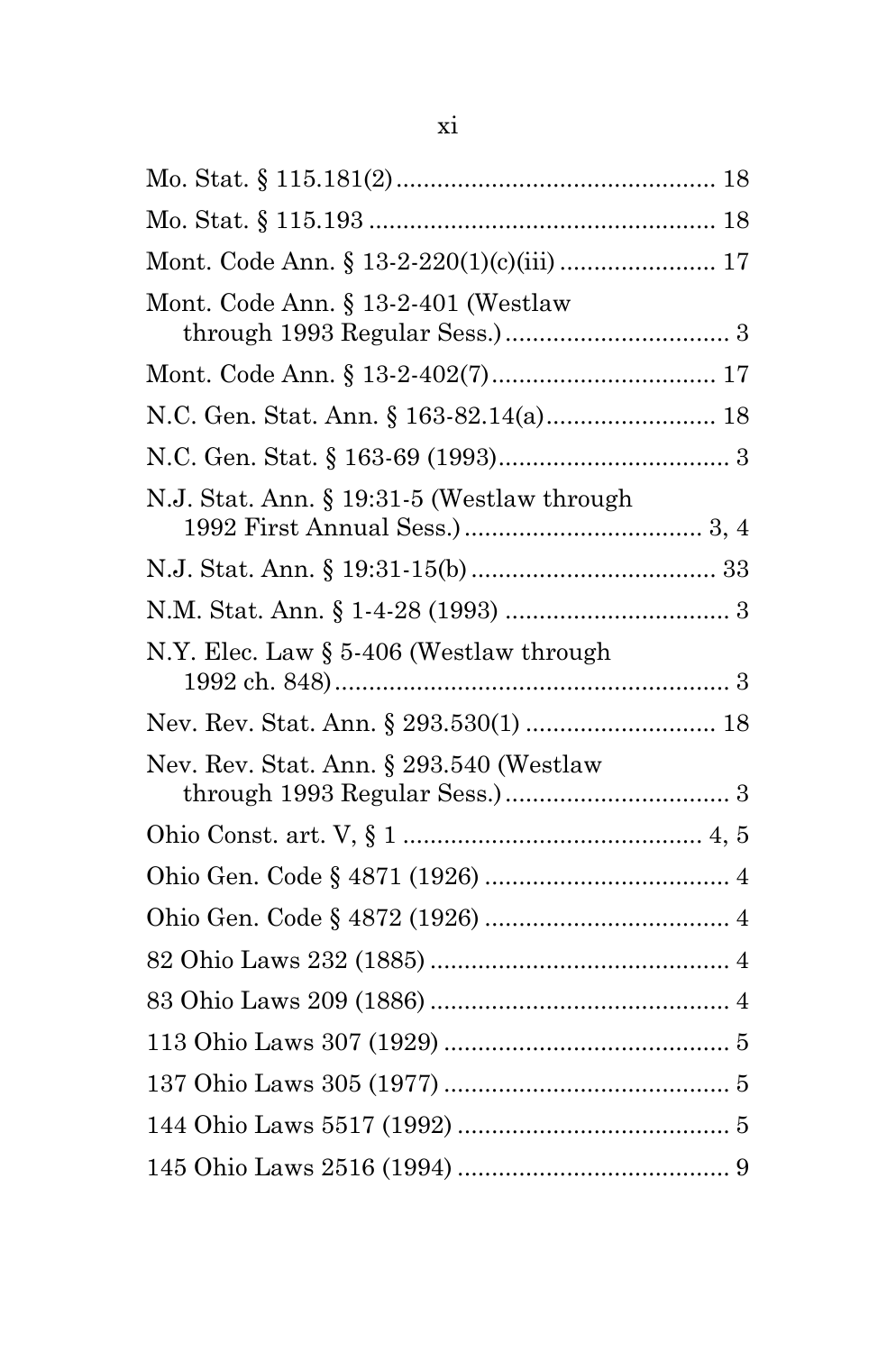Mo. Stat. § 115.181(2) ............................................... 18

Mo. Stat. § 115.193 ................................................... 18

Mont. Code Ann. § 13-2-220(1)(c)(iii) ....................... 17

Mont. Code Ann. § 13-2-401 (Westlaw through 1993 Regular Sess.) ................................ 3

Mont. Code Ann. § 13-2-402(7) ................................. 17

N.C. Gen. Stat. Ann. § 163-82.14(a) ......................... 18

N.C. Gen. Stat. § 163-69 (1993) .................................. 3

N.J. Stat. Ann. § 19:31-5 (Westlaw through 1992 First Annual Sess.) .................................. 3, 4

N.J. Stat. Ann. § 19:31-15(b) .................................... 33

N.M. Stat. Ann. § 1-4-28 (1993) ................................. 3

N.Y. Elec. Law § 5-406 (Westlaw through 1992 ch. 848) .......................................................... 3

Nev. Rev. Stat. Ann. § 293.530(1) ............................ 18

Nev. Rev. Stat. Ann. § 293.540 (Westlaw through 1993 Regular Sess.) ................................ 3

Ohio Const. art. V, § 1 ............................................ 4, 5

Ohio Gen. Code § 4871 (1926) .................................... 4

Ohio Gen. Code § 4872 (1926) .................................... 4

82 Ohio Laws 232 (1885) ............................................ 4

83 Ohio Laws 209 (1886) ............................................ 4

113 Ohio Laws 307 (1929) .......................................... 5

137 Ohio Laws 305 (1977) .......................................... 5

144 Ohio Laws 5517 (1992) ........................................ 5

145 Ohio Laws 2516 (1994) ........................................ 9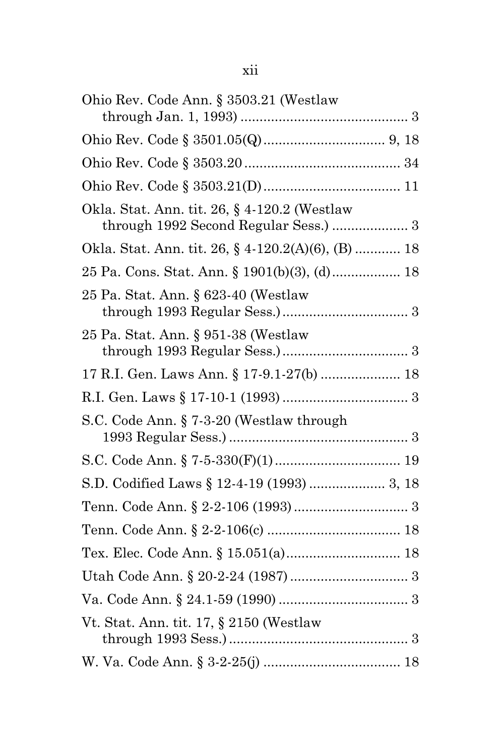Ohio Rev. Code Ann. § 3503.21 (Westlaw through Jan. 1, 1993) ............................................ 3

Ohio Rev. Code § 3501.05(Q) ................................ 9, 18

Ohio Rev. Code § 3503.20 ......................................... 34

Ohio Rev. Code § 3503.21(D) .................................... 11

Okla. Stat. Ann. tit. 26, § 4-120.2 (Westlaw through 1992 Second Regular Sess.) .................... 3

Okla. Stat. Ann. tit. 26, § 4-120.2(A)(6), (B) ............ 18

25 Pa. Cons. Stat. Ann. § 1901(b)(3), (d) .................. 18

25 Pa. Stat. Ann. § 623-40 (Westlaw through 1993 Regular Sess.) ................................. 3

25 Pa. Stat. Ann. § 951-38 (Westlaw through 1993 Regular Sess.) ................................. 3

17 R.I. Gen. Laws Ann. § 17-9.1-27(b) ..................... 18

R.I. Gen. Laws § 17-10-1 (1993) ................................. 3

S.C. Code Ann. § 7-3-20 (Westlaw through 1993 Regular Sess.) ............................................... 3

S.C. Code Ann. § 7-5-330(F)(1) ................................. 19

S.D. Codified Laws § 12-4-19 (1993) .................... 3, 18

Tenn. Code Ann. § 2-2-106 (1993) ............................... 3

Tenn. Code Ann. § 2-2-106(c) ................................... 18

Tex. Elec. Code Ann. § 15.051(a) .............................. 18

Utah Code Ann. § 20-2-24 (1987) ............................... 3

Va. Code Ann. § 24.1-59 (1990) .................................. 3

Vt. Stat. Ann. tit. 17, § 2150 (Westlaw through 1993 Sess.) ............................................... 3

W. Va. Code Ann. § 3-2-25(j) .................................... 18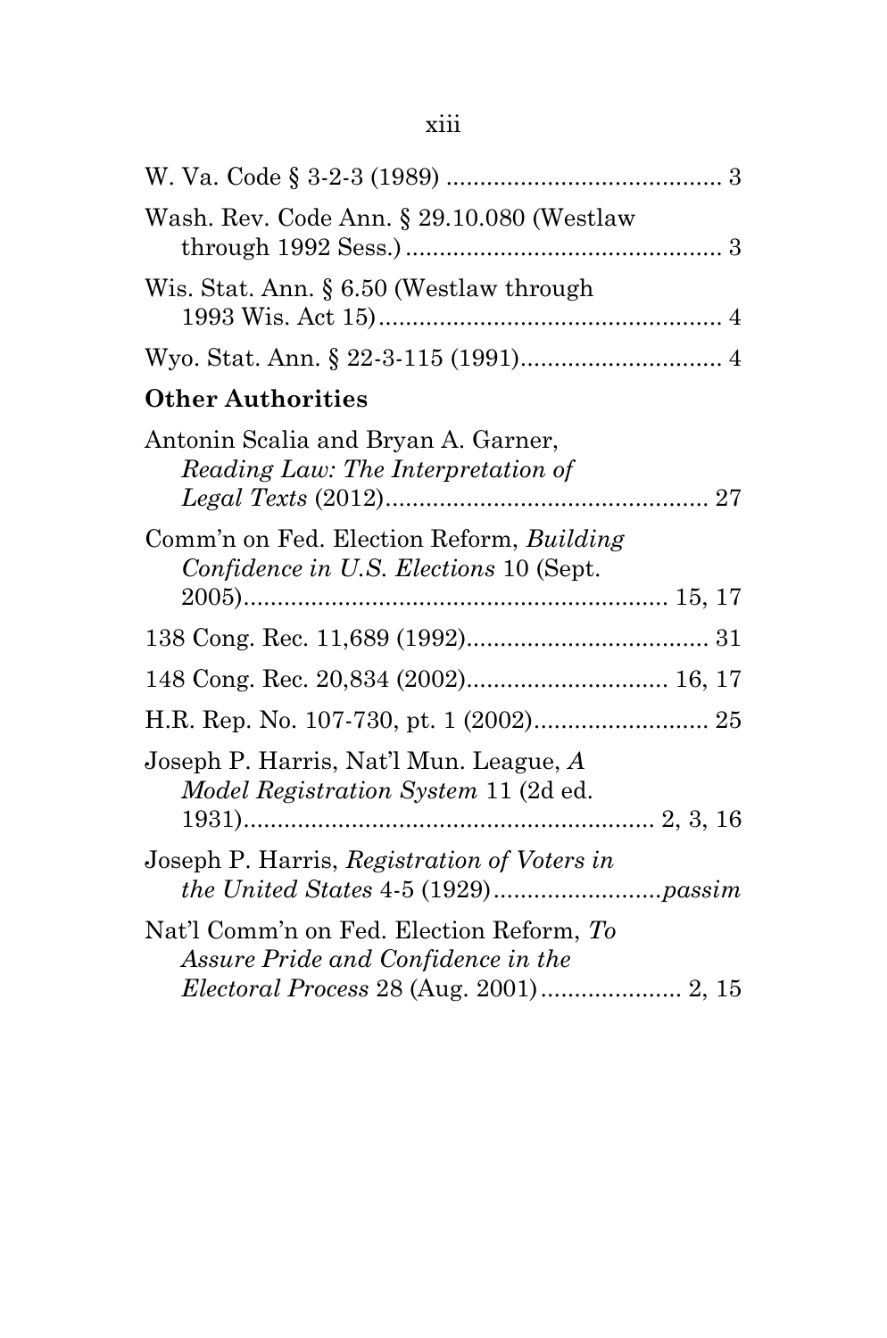W. Va. Code § 3-2-3 (1989) ......................................... 3

Wash. Rev. Code Ann. § 29.10.080 (Westlaw through 1992 Sess.) ............................................... 3

Wis. Stat. Ann. § 6.50 (Westlaw through 1993 Wis. Act 15) ................................................... 4

Wyo. Stat. Ann. § 22-3-115 (1991) .............................. 4

**Other Authorities**

Antonin Scalia and Bryan A. Garner, *Reading Law: The Interpretation of Legal Texts* (2012) ................................................ 27

Comm'n on Fed. Election Reform, *Building Confidence in U.S. Elections* 10 (Sept. 2005) .............................................................. 15, 17

138 Cong. Rec. 11,689 (1992) .................................... 31

148 Cong. Rec. 20,834 (2002) .............................. 16, 17

H.R. Rep. No. 107-730, pt. 1 (2002) .......................... 25

Joseph P. Harris, Nat'l Mun. League, *A Model Registration System* 11 (2d ed. 1931) ............................................................. 2, 3, 16

Joseph P. Harris, *Registration of Voters in the United States* 4-5 (1929) .........................*passim*

Nat'l Comm'n on Fed. Election Reform, *To Assure Pride and Confidence in the Electoral Process* 28 (Aug. 2001) ..................... 2, 15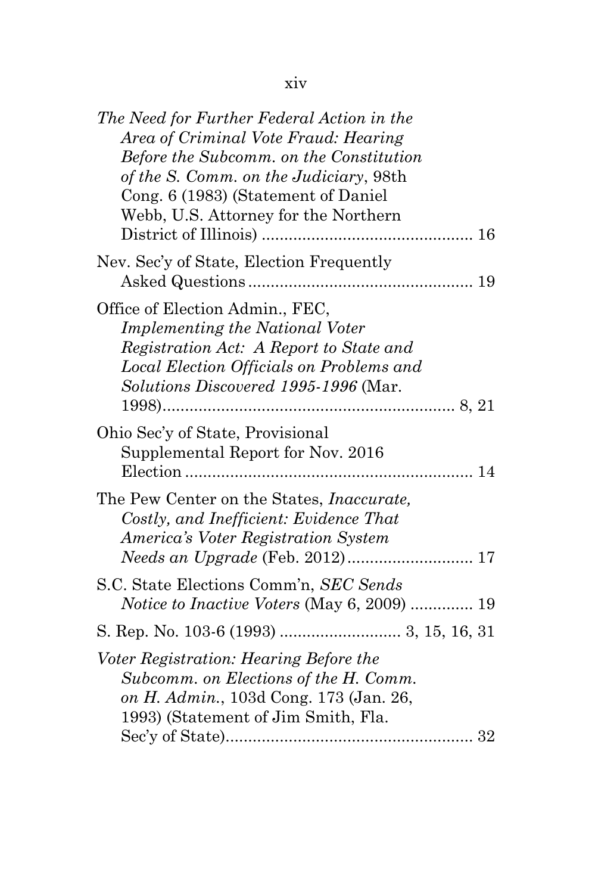*The Need for Further Federal Action in the Area of Criminal Vote Fraud: Hearing Before the Subcomm. on the Constitution of the S. Comm. on the Judiciary*, 98th Cong. 6 (1983) (Statement of Daniel Webb, U.S. Attorney for the Northern District of Illinois) .............................................. 16

Nev. Sec'y of State, Election Frequently Asked Questions .................................................. 19

Office of Election Admin., FEC, *Implementing the National Voter Registration Act: A Report to State and Local Election Officials on Problems and Solutions Discovered 1995-1996* (Mar. 1998)................................................................ 8, 21

Ohio Sec'y of State, Provisional Supplemental Report for Nov. 2016 Election ................................................................ 14

The Pew Center on the States, *Inaccurate, Costly, and Inefficient: Evidence That America's Voter Registration System Needs an Upgrade* (Feb. 2012)............................ 17

S.C. State Elections Comm'n, *SEC Sends Notice to Inactive Voters* (May 6, 2009) .............. 19

S. Rep. No. 103-6 (1993) ........................... 3, 15, 16, 31

*Voter Registration: Hearing Before the Subcomm. on Elections of the H. Comm. on H. Admin.*, 103d Cong. 173 (Jan. 26, 1993) (Statement of Jim Smith, Fla. Sec'y of State)....................................................... 32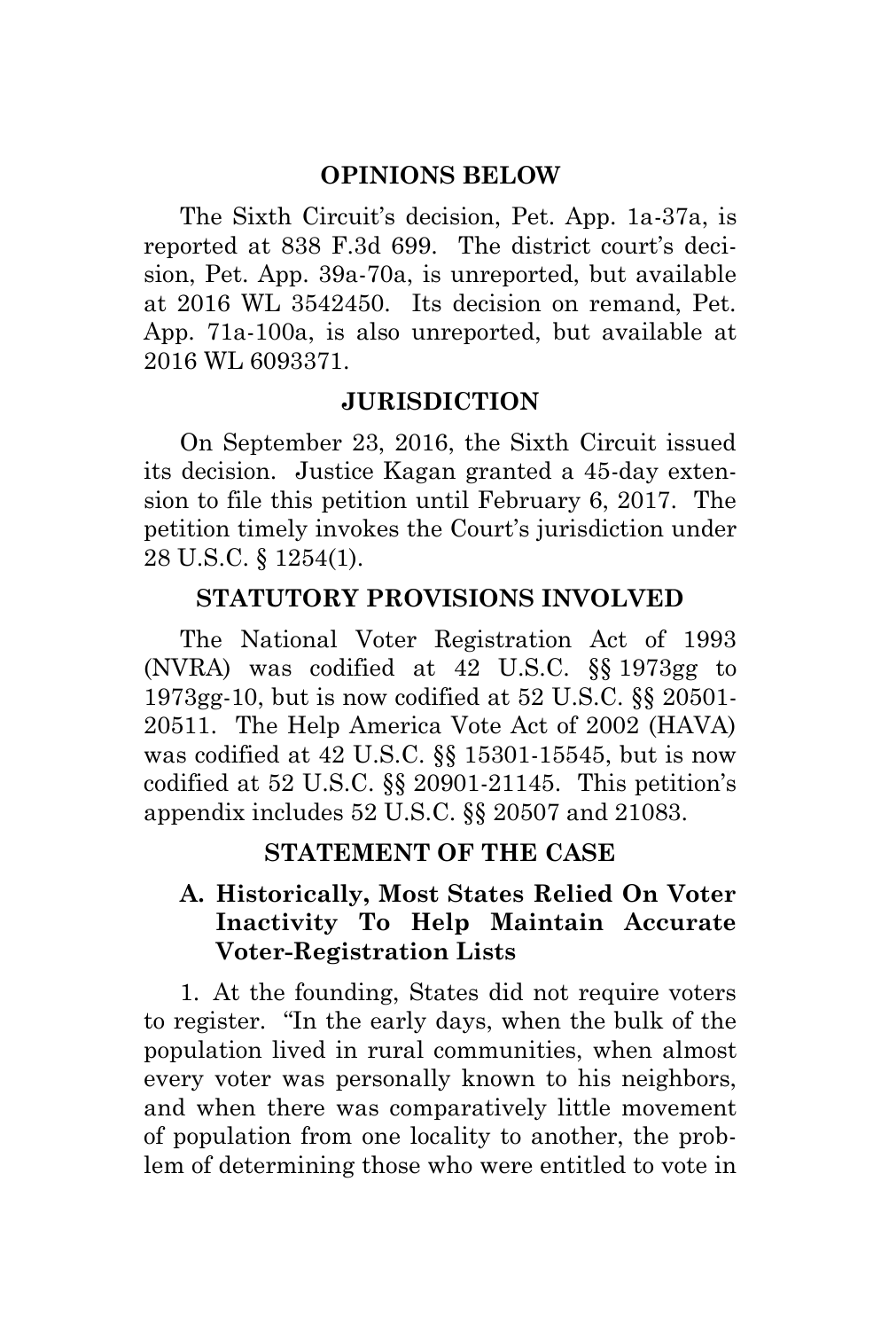## OPINIONS BELOW

The Sixth Circuit's decision, Pet. App. 1a-37a, is reported at 838 F.3d 699. The district court's decision, Pet. App. 39a-70a, is unreported, but available at 2016 WL 3542450. Its decision on remand, Pet. App. 71a-100a, is also unreported, but available at 2016 WL 6093371.

## JURISDICTION

On September 23, 2016, the Sixth Circuit issued its decision. Justice Kagan granted a 45-day extension to file this petition until February 6, 2017. The petition timely invokes the Court's jurisdiction under 28 U.S.C. § 1254(1).

## STATUTORY PROVISIONS INVOLVED

The National Voter Registration Act of 1993 (NVRA) was codified at 42 U.S.C. §§ 1973gg to 1973gg-10, but is now codified at 52 U.S.C. §§ 20501-20511. The Help America Vote Act of 2002 (HAVA) was codified at 42 U.S.C. §§ 15301-15545, but is now codified at 52 U.S.C. §§ 20901-21145. This petition's appendix includes 52 U.S.C. §§ 20507 and 21083.

## STATEMENT OF THE CASE

### A. Historically, Most States Relied On Voter Inactivity To Help Maintain Accurate Voter-Registration Lists

1. At the founding, States did not require voters to register. "In the early days, when the bulk of the population lived in rural communities, when almost every voter was personally known to his neighbors, and when there was comparatively little movement of population from one locality to another, the problem of determining those who were entitled to vote in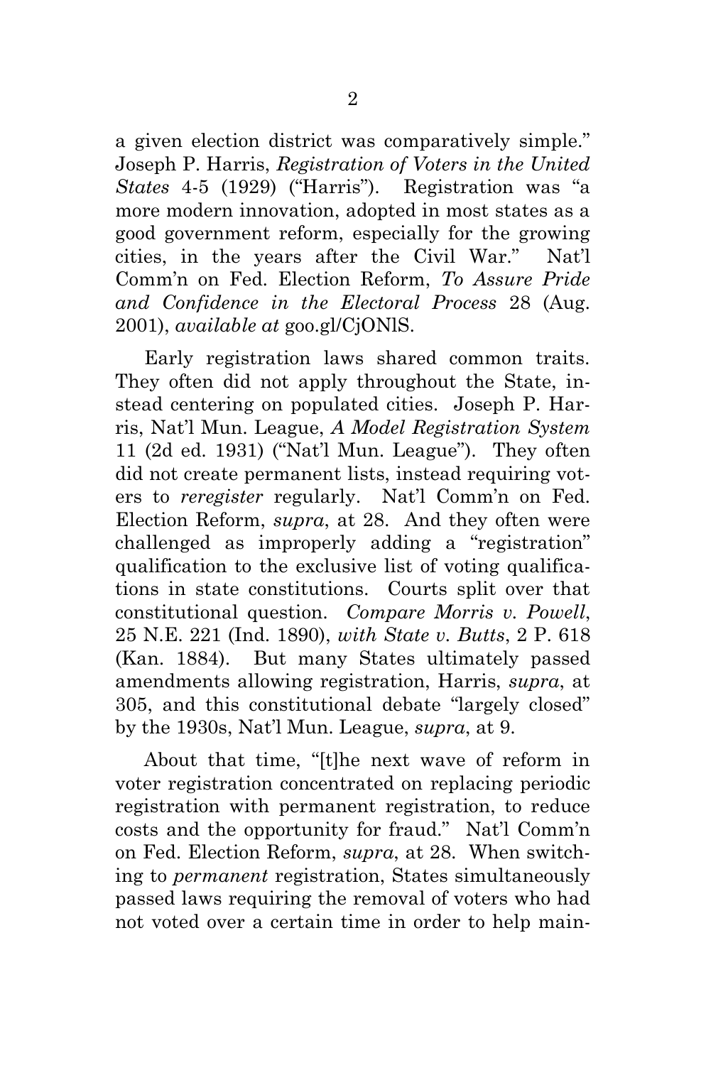a given election district was comparatively simple." Joseph P. Harris, *Registration of Voters in the United States* 4-5 (1929) ("Harris"). Registration was "a more modern innovation, adopted in most states as a good government reform, especially for the growing cities, in the years after the Civil War." Nat'l Comm'n on Fed. Election Reform, *To Assure Pride and Confidence in the Electoral Process* 28 (Aug. 2001), *available at* goo.gl/CjONlS.

Early registration laws shared common traits. They often did not apply throughout the State, instead centering on populated cities. Joseph P. Harris, Nat'l Mun. League, *A Model Registration System* 11 (2d ed. 1931) ("Nat'l Mun. League"). They often did not create permanent lists, instead requiring voters to *reregister* regularly. Nat'l Comm'n on Fed. Election Reform, *supra*, at 28. And they often were challenged as improperly adding a "registration" qualification to the exclusive list of voting qualifications in state constitutions. Courts split over that constitutional question. *Compare Morris v. Powell*, 25 N.E. 221 (Ind. 1890), *with State v. Butts*, 2 P. 618 (Kan. 1884). But many States ultimately passed amendments allowing registration, Harris, *supra*, at 305, and this constitutional debate "largely closed" by the 1930s, Nat'l Mun. League, *supra*, at 9.

About that time, "[t]he next wave of reform in voter registration concentrated on replacing periodic registration with permanent registration, to reduce costs and the opportunity for fraud." Nat'l Comm'n on Fed. Election Reform, *supra*, at 28. When switching to *permanent* registration, States simultaneously passed laws requiring the removal of voters who had not voted over a certain time in order to help main-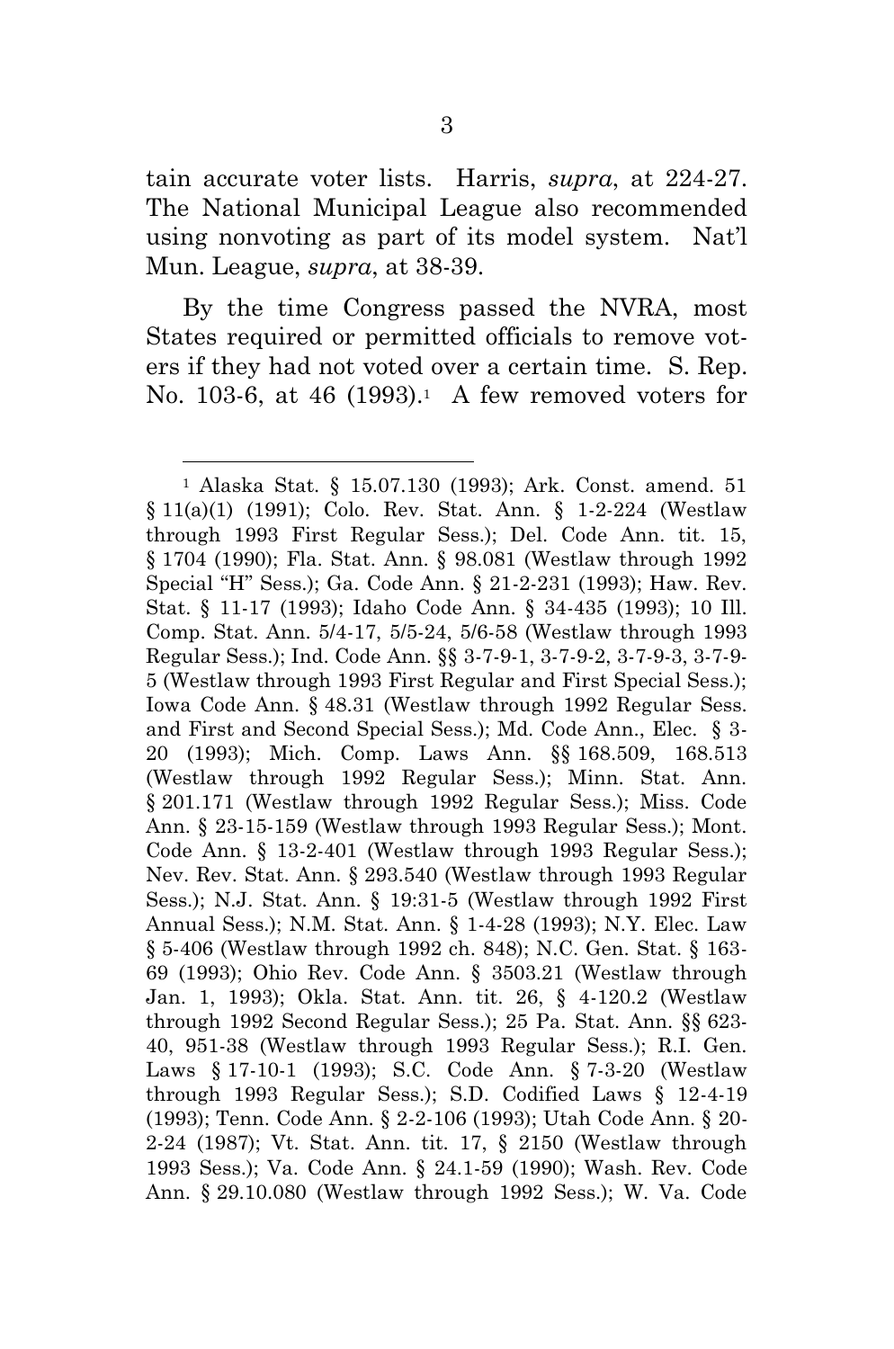tain accurate voter lists. Harris, *supra*, at 224-27. The National Municipal League also recommended using nonvoting as part of its model system. Nat'l Mun. League, *supra*, at 38-39.

By the time Congress passed the NVRA, most States required or permitted officials to remove voters if they had not voted over a certain time. S. Rep. No. 103-6, at 46 (1993).[1] A few removed voters for

---

[1] Alaska Stat. § 15.07.130 (1993); Ark. Const. amend. 51 § 11(a)(1) (1991); Colo. Rev. Stat. Ann. § 1-2-224 (Westlaw through 1993 First Regular Sess.); Del. Code Ann. tit. 15, § 1704 (1990); Fla. Stat. Ann. § 98.081 (Westlaw through 1992 Special "H" Sess.); Ga. Code Ann. § 21-2-231 (1993); Haw. Rev. Stat. § 11-17 (1993); Idaho Code Ann. § 34-435 (1993); 10 Ill. Comp. Stat. Ann. 5/4-17, 5/5-24, 5/6-58 (Westlaw through 1993 Regular Sess.); Ind. Code Ann. §§ 3-7-9-1, 3-7-9-2, 3-7-9-3, 3-7-9-5 (Westlaw through 1993 First Regular and First Special Sess.); Iowa Code Ann. § 48.31 (Westlaw through 1992 Regular Sess. and First and Second Special Sess.); Md. Code Ann., Elec. § 3-20 (1993); Mich. Comp. Laws Ann. §§ 168.509, 168.513 (Westlaw through 1992 Regular Sess.); Minn. Stat. Ann. § 201.171 (Westlaw through 1992 Regular Sess.); Miss. Code Ann. § 23-15-159 (Westlaw through 1993 Regular Sess.); Mont. Code Ann. § 13-2-401 (Westlaw through 1993 Regular Sess.); Nev. Rev. Stat. Ann. § 293.540 (Westlaw through 1993 Regular Sess.); N.J. Stat. Ann. § 19:31-5 (Westlaw through 1992 First Annual Sess.); N.M. Stat. Ann. § 1-4-28 (1993); N.Y. Elec. Law § 5-406 (Westlaw through 1992 ch. 848); N.C. Gen. Stat. § 163-69 (1993); Ohio Rev. Code Ann. § 3503.21 (Westlaw through Jan. 1, 1993); Okla. Stat. Ann. tit. 26, § 4-120.2 (Westlaw through 1992 Second Regular Sess.); 25 Pa. Stat. Ann. §§ 623-40, 951-38 (Westlaw through 1993 Regular Sess.); R.I. Gen. Laws § 17-10-1 (1993); S.C. Code Ann. § 7-3-20 (Westlaw through 1993 Regular Sess.); S.D. Codified Laws § 12-4-19 (1993); Tenn. Code Ann. § 2-2-106 (1993); Utah Code Ann. § 20-2-24 (1987); Vt. Stat. Ann. tit. 17, § 2150 (Westlaw through 1993 Sess.); Va. Code Ann. § 24.1-59 (1990); Wash. Rev. Code Ann. § 29.10.080 (Westlaw through 1992 Sess.); W. Va. Code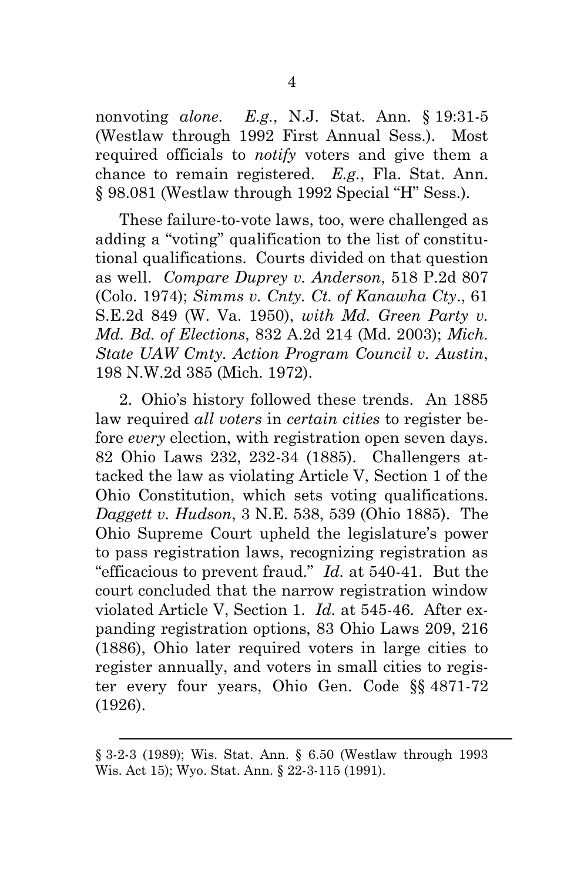nonvoting *alone*. *E.g.*, N.J. Stat. Ann. § 19:31-5 (Westlaw through 1992 First Annual Sess.). Most required officials to *notify* voters and give them a chance to remain registered. *E.g.*, Fla. Stat. Ann. § 98.081 (Westlaw through 1992 Special "H" Sess.).

These failure-to-vote laws, too, were challenged as adding a "voting" qualification to the list of constitutional qualifications. Courts divided on that question as well. *Compare Duprey v. Anderson*, 518 P.2d 807 (Colo. 1974); *Simms v. Cnty. Ct. of Kanawha Cty.*, 61 S.E.2d 849 (W. Va. 1950), *with Md. Green Party v. Md. Bd. of Elections*, 832 A.2d 214 (Md. 2003); *Mich. State UAW Cmty. Action Program Council v. Austin*, 198 N.W.2d 385 (Mich. 1972).

2. Ohio's history followed these trends. An 1885 law required *all voters* in *certain cities* to register before *every* election, with registration open seven days. 82 Ohio Laws 232, 232-34 (1885). Challengers attacked the law as violating Article V, Section 1 of the Ohio Constitution, which sets voting qualifications. *Daggett v. Hudson*, 3 N.E. 538, 539 (Ohio 1885). The Ohio Supreme Court upheld the legislature's power to pass registration laws, recognizing registration as "efficacious to prevent fraud." *Id.* at 540-41. But the court concluded that the narrow registration window violated Article V, Section 1. *Id.* at 545-46. After expanding registration options, 83 Ohio Laws 209, 216 (1886), Ohio later required voters in large cities to register annually, and voters in small cities to register every four years, Ohio Gen. Code §§ 4871-72 (1926).

---

§ 3-2-3 (1989); Wis. Stat. Ann. § 6.50 (Westlaw through 1993 Wis. Act 15); Wyo. Stat. Ann. § 22-3-115 (1991).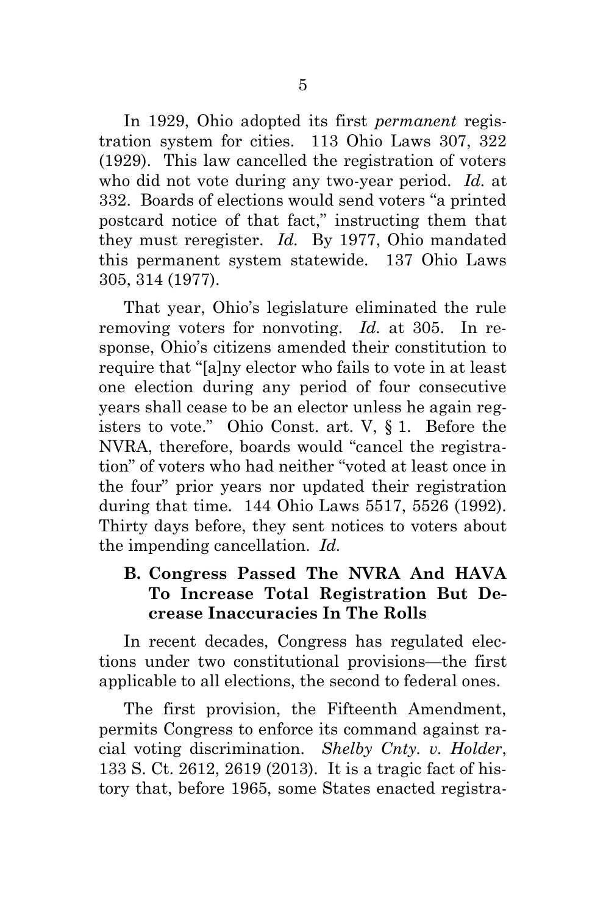In 1929, Ohio adopted its first *permanent* registration system for cities. 113 Ohio Laws 307, 322 (1929). This law cancelled the registration of voters who did not vote during any two-year period. *Id.* at 332. Boards of elections would send voters "a printed postcard notice of that fact," instructing them that they must reregister. *Id.* By 1977, Ohio mandated this permanent system statewide. 137 Ohio Laws 305, 314 (1977).

That year, Ohio's legislature eliminated the rule removing voters for nonvoting. *Id.* at 305. In response, Ohio's citizens amended their constitution to require that "[a]ny elector who fails to vote in at least one election during any period of four consecutive years shall cease to be an elector unless he again registers to vote." Ohio Const. art. V, § 1. Before the NVRA, therefore, boards would "cancel the registration" of voters who had neither "voted at least once in the four" prior years nor updated their registration during that time. 144 Ohio Laws 5517, 5526 (1992). Thirty days before, they sent notices to voters about the impending cancellation. *Id.*

### B. Congress Passed The NVRA And HAVA To Increase Total Registration But Decrease Inaccuracies In The Rolls

In recent decades, Congress has regulated elections under two constitutional provisions—the first applicable to all elections, the second to federal ones.

The first provision, the Fifteenth Amendment, permits Congress to enforce its command against racial voting discrimination. *Shelby Cnty. v. Holder*, 133 S. Ct. 2612, 2619 (2013). It is a tragic fact of history that, before 1965, some States enacted registra-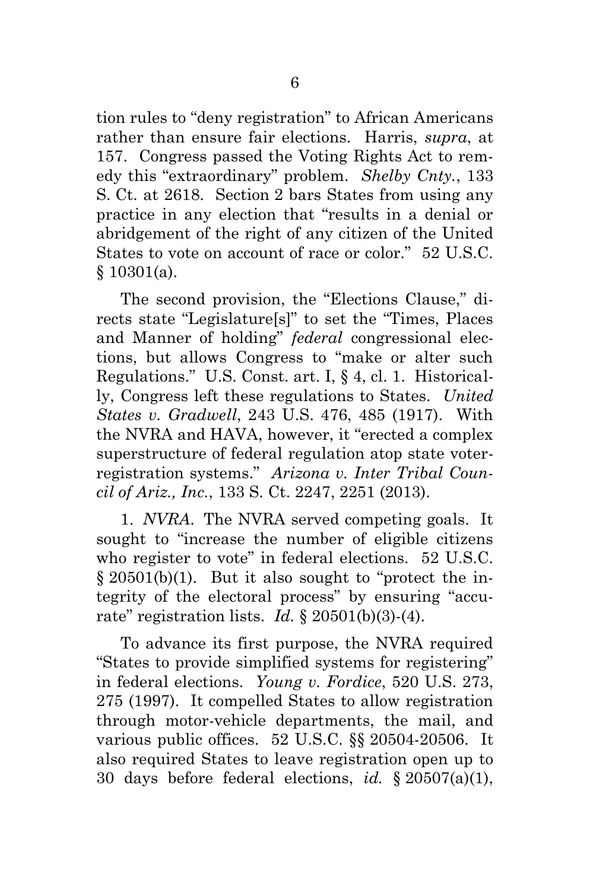tion rules to "deny registration" to African Americans rather than ensure fair elections. Harris, *supra*, at 157. Congress passed the Voting Rights Act to remedy this "extraordinary" problem. *Shelby Cnty.*, 133 S. Ct. at 2618. Section 2 bars States from using any practice in any election that "results in a denial or abridgement of the right of any citizen of the United States to vote on account of race or color." 52 U.S.C. § 10301(a).

The second provision, the "Elections Clause," directs state "Legislature[s]" to set the "Times, Places and Manner of holding" *federal* congressional elections, but allows Congress to "make or alter such Regulations." U.S. Const. art. I, § 4, cl. 1. Historically, Congress left these regulations to States. *United States v. Gradwell*, 243 U.S. 476, 485 (1917). With the NVRA and HAVA, however, it "erected a complex superstructure of federal regulation atop state voter-registration systems." *Arizona v. Inter Tribal Council of Ariz., Inc.*, 133 S. Ct. 2247, 2251 (2013).

1. *NVRA*. The NVRA served competing goals. It sought to "increase the number of eligible citizens who register to vote" in federal elections. 52 U.S.C. § 20501(b)(1). But it also sought to "protect the integrity of the electoral process" by ensuring "accurate" registration lists. *Id.* § 20501(b)(3)-(4).

To advance its first purpose, the NVRA required "States to provide simplified systems for registering" in federal elections. *Young v. Fordice*, 520 U.S. 273, 275 (1997). It compelled States to allow registration through motor-vehicle departments, the mail, and various public offices. 52 U.S.C. §§ 20504-20506. It also required States to leave registration open up to 30 days before federal elections, *id.* § 20507(a)(1),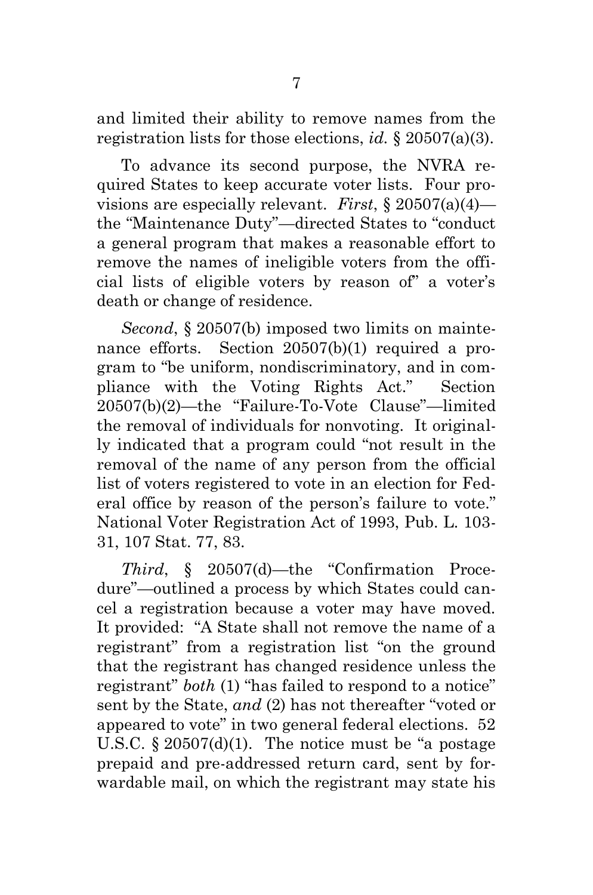and limited their ability to remove names from the registration lists for those elections, *id.* § 20507(a)(3).

To advance its second purpose, the NVRA required States to keep accurate voter lists. Four provisions are especially relevant. *First*, § 20507(a)(4)—the "Maintenance Duty"—directed States to "conduct a general program that makes a reasonable effort to remove the names of ineligible voters from the official lists of eligible voters by reason of" a voter's death or change of residence.

*Second*, § 20507(b) imposed two limits on maintenance efforts. Section 20507(b)(1) required a program to "be uniform, nondiscriminatory, and in compliance with the Voting Rights Act." Section 20507(b)(2)—the "Failure-To-Vote Clause"—limited the removal of individuals for nonvoting. It originally indicated that a program could "not result in the removal of the name of any person from the official list of voters registered to vote in an election for Federal office by reason of the person's failure to vote." National Voter Registration Act of 1993, Pub. L. 103-31, 107 Stat. 77, 83.

*Third*, § 20507(d)—the "Confirmation Procedure"—outlined a process by which States could cancel a registration because a voter may have moved. It provided: "A State shall not remove the name of a registrant" from a registration list "on the ground that the registrant has changed residence unless the registrant" *both* (1) "has failed to respond to a notice" sent by the State, *and* (2) has not thereafter "voted or appeared to vote" in two general federal elections. 52 U.S.C. § 20507(d)(1). The notice must be "a postage prepaid and pre-addressed return card, sent by forwardable mail, on which the registrant may state his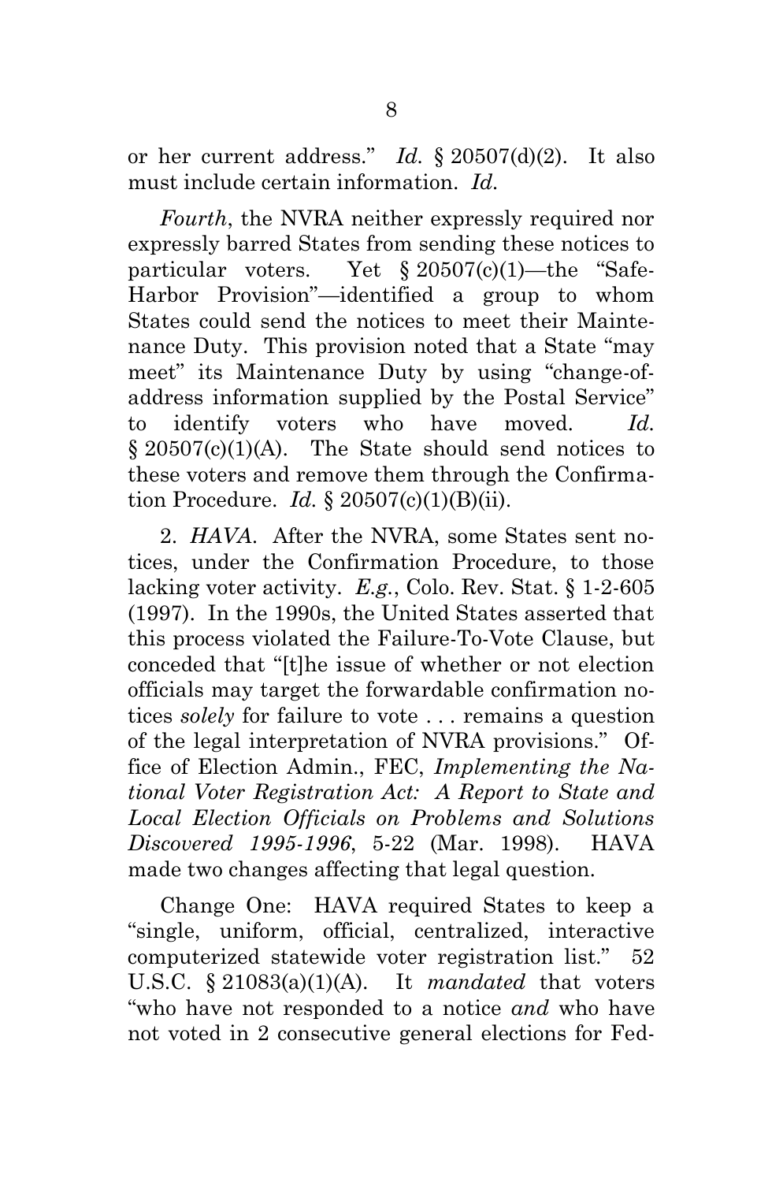or her current address." *Id.* § 20507(d)(2). It also must include certain information. *Id.*

*Fourth*, the NVRA neither expressly required nor expressly barred States from sending these notices to particular voters. Yet § 20507(c)(1)—the "Safe-Harbor Provision"—identified a group to whom States could send the notices to meet their Maintenance Duty. This provision noted that a State "may meet" its Maintenance Duty by using "change-of-address information supplied by the Postal Service" to identify voters who have moved. *Id.* § 20507(c)(1)(A). The State should send notices to these voters and remove them through the Confirmation Procedure. *Id.* § 20507(c)(1)(B)(ii).

2. *HAVA*. After the NVRA, some States sent notices, under the Confirmation Procedure, to those lacking voter activity. *E.g.*, Colo. Rev. Stat. § 1-2-605 (1997). In the 1990s, the United States asserted that this process violated the Failure-To-Vote Clause, but conceded that "[t]he issue of whether or not election officials may target the forwardable confirmation notices *solely* for failure to vote . . . remains a question of the legal interpretation of NVRA provisions." Office of Election Admin., FEC, *Implementing the National Voter Registration Act: A Report to State and Local Election Officials on Problems and Solutions Discovered 1995-1996*, 5-22 (Mar. 1998). HAVA made two changes affecting that legal question.

Change One: HAVA required States to keep a "single, uniform, official, centralized, interactive computerized statewide voter registration list." 52 U.S.C. § 21083(a)(1)(A). It *mandated* that voters "who have not responded to a notice *and* who have not voted in 2 consecutive general elections for Fed-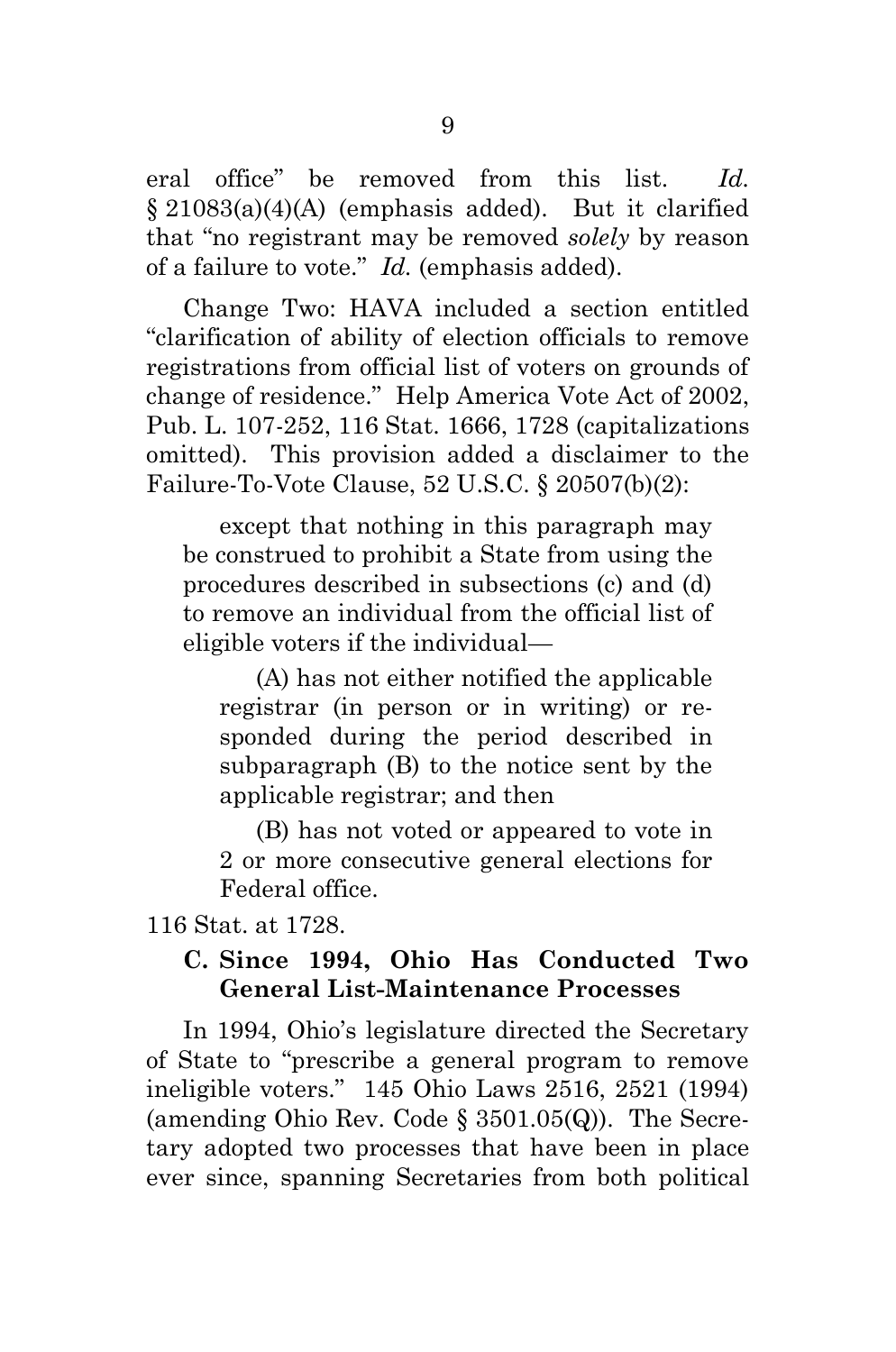eral office" be removed from this list. *Id.* § 21083(a)(4)(A) (emphasis added). But it clarified that "no registrant may be removed *solely* by reason of a failure to vote." *Id.* (emphasis added).

Change Two: HAVA included a section entitled "clarification of ability of election officials to remove registrations from official list of voters on grounds of change of residence." Help America Vote Act of 2002, Pub. L. 107-252, 116 Stat. 1666, 1728 (capitalizations omitted). This provision added a disclaimer to the Failure-To-Vote Clause, 52 U.S.C. § 20507(b)(2):

> except that nothing in this paragraph may be construed to prohibit a State from using the procedures described in subsections (c) and (d) to remove an individual from the official list of eligible voters if the individual—
>
> (A) has not either notified the applicable registrar (in person or in writing) or responded during the period described in subparagraph (B) to the notice sent by the applicable registrar; and then
>
> (B) has not voted or appeared to vote in 2 or more consecutive general elections for Federal office.

116 Stat. at 1728.

### C. Since 1994, Ohio Has Conducted Two General List-Maintenance Processes

In 1994, Ohio's legislature directed the Secretary of State to "prescribe a general program to remove ineligible voters." 145 Ohio Laws 2516, 2521 (1994) (amending Ohio Rev. Code § 3501.05(Q)). The Secretary adopted two processes that have been in place ever since, spanning Secretaries from both political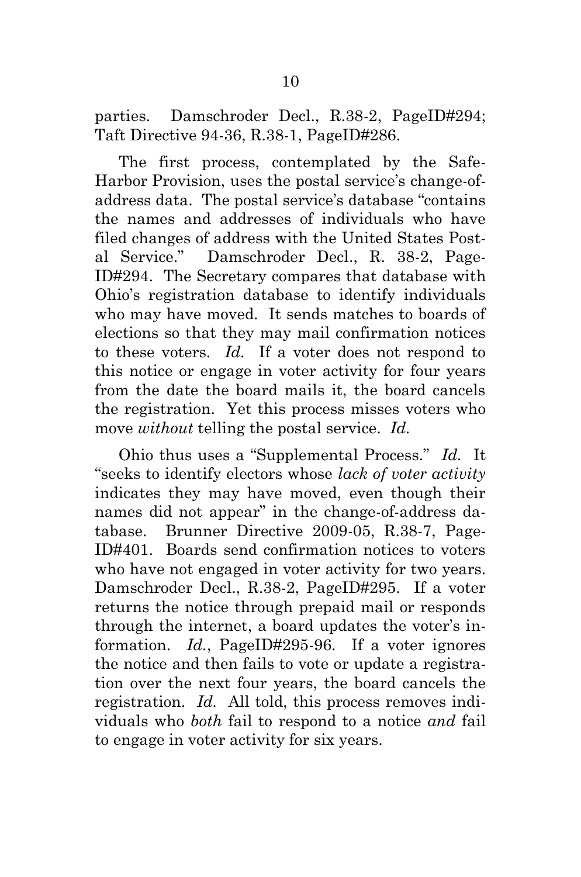parties. Damschroder Decl., R.38-2, PageID#294; Taft Directive 94-36, R.38-1, PageID#286.

The first process, contemplated by the Safe-Harbor Provision, uses the postal service's change-of-address data. The postal service's database "contains the names and addresses of individuals who have filed changes of address with the United States Postal Service." Damschroder Decl., R. 38-2, PageID#294. The Secretary compares that database with Ohio's registration database to identify individuals who may have moved. It sends matches to boards of elections so that they may mail confirmation notices to these voters. *Id.* If a voter does not respond to this notice or engage in voter activity for four years from the date the board mails it, the board cancels the registration. Yet this process misses voters who move *without* telling the postal service. *Id.*

Ohio thus uses a "Supplemental Process." *Id.* It "seeks to identify electors whose *lack of voter activity* indicates they may have moved, even though their names did not appear" in the change-of-address database. Brunner Directive 2009-05, R.38-7, PageID#401. Boards send confirmation notices to voters who have not engaged in voter activity for two years. Damschroder Decl., R.38-2, PageID#295. If a voter returns the notice through prepaid mail or responds through the internet, a board updates the voter's information. *Id.*, PageID#295-96. If a voter ignores the notice and then fails to vote or update a registration over the next four years, the board cancels the registration. *Id.* All told, this process removes individuals who *both* fail to respond to a notice *and* fail to engage in voter activity for six years.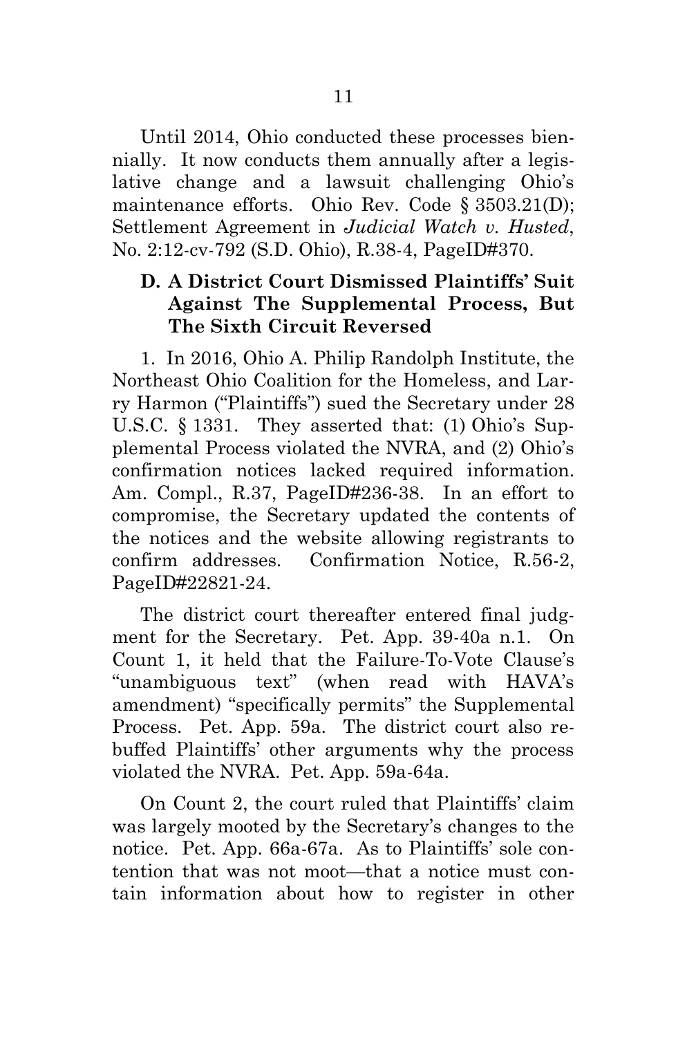Until 2014, Ohio conducted these processes biennially. It now conducts them annually after a legislative change and a lawsuit challenging Ohio's maintenance efforts. Ohio Rev. Code § 3503.21(D); Settlement Agreement in *Judicial Watch v. Husted*, No. 2:12-cv-792 (S.D. Ohio), R.38-4, PageID#370.

### D. A District Court Dismissed Plaintiffs' Suit Against The Supplemental Process, But The Sixth Circuit Reversed

1. In 2016, Ohio A. Philip Randolph Institute, the Northeast Ohio Coalition for the Homeless, and Larry Harmon ("Plaintiffs") sued the Secretary under 28 U.S.C. § 1331. They asserted that: (1) Ohio's Supplemental Process violated the NVRA, and (2) Ohio's confirmation notices lacked required information. Am. Compl., R.37, PageID#236-38. In an effort to compromise, the Secretary updated the contents of the notices and the website allowing registrants to confirm addresses. Confirmation Notice, R.56-2, PageID#22821-24.

The district court thereafter entered final judgment for the Secretary. Pet. App. 39-40a n.1. On Count 1, it held that the Failure-To-Vote Clause's "unambiguous text" (when read with HAVA's amendment) "specifically permits" the Supplemental Process. Pet. App. 59a. The district court also rebuffed Plaintiffs' other arguments why the process violated the NVRA. Pet. App. 59a-64a.

On Count 2, the court ruled that Plaintiffs' claim was largely mooted by the Secretary's changes to the notice. Pet. App. 66a-67a. As to Plaintiffs' sole contention that was not moot—that a notice must contain information about how to register in other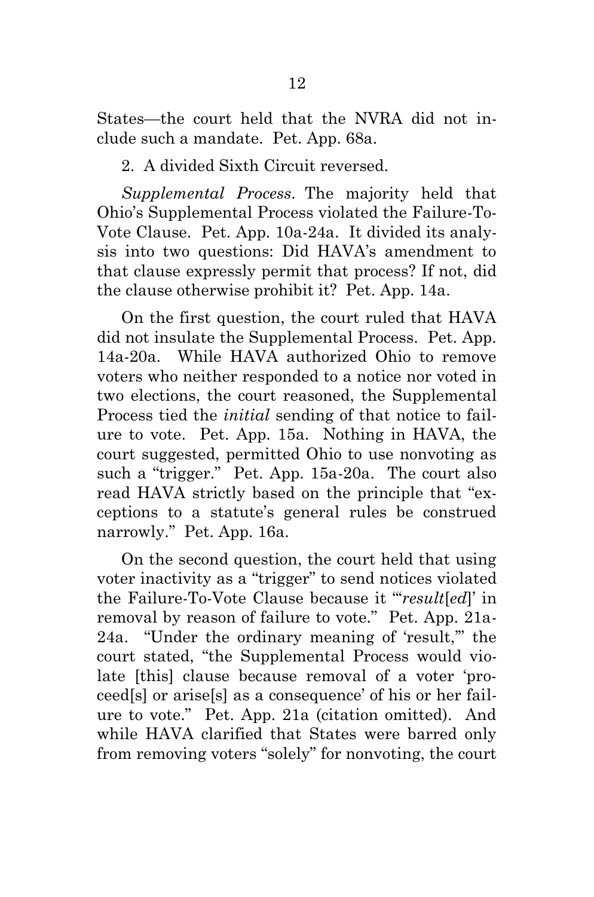States—the court held that the NVRA did not include such a mandate. Pet. App. 68a.

2. A divided Sixth Circuit reversed.

*Supplemental Process*. The majority held that Ohio's Supplemental Process violated the Failure-To-Vote Clause. Pet. App. 10a-24a. It divided its analysis into two questions: Did HAVA's amendment to that clause expressly permit that process? If not, did the clause otherwise prohibit it? Pet. App. 14a.

On the first question, the court ruled that HAVA did not insulate the Supplemental Process. Pet. App. 14a-20a. While HAVA authorized Ohio to remove voters who neither responded to a notice nor voted in two elections, the court reasoned, the Supplemental Process tied the *initial* sending of that notice to failure to vote. Pet. App. 15a. Nothing in HAVA, the court suggested, permitted Ohio to use nonvoting as such a "trigger." Pet. App. 15a-20a. The court also read HAVA strictly based on the principle that "exceptions to a statute's general rules be construed narrowly." Pet. App. 16a.

On the second question, the court held that using voter inactivity as a "trigger" to send notices violated the Failure-To-Vote Clause because it "'*result*[*ed*]' in removal by reason of failure to vote." Pet. App. 21a-24a. "Under the ordinary meaning of 'result,'" the court stated, "the Supplemental Process would violate [this] clause because removal of a voter 'proceed[s] or arise[s] as a consequence' of his or her failure to vote." Pet. App. 21a (citation omitted). And while HAVA clarified that States were barred only from removing voters "solely" for nonvoting, the court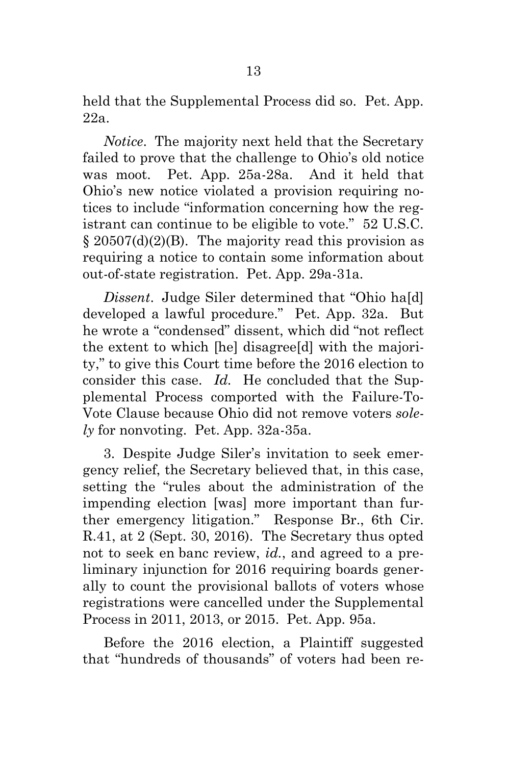held that the Supplemental Process did so. Pet. App. 22a.

*Notice*. The majority next held that the Secretary failed to prove that the challenge to Ohio's old notice was moot. Pet. App. 25a-28a. And it held that Ohio's new notice violated a provision requiring notices to include "information concerning how the registrant can continue to be eligible to vote." 52 U.S.C. § 20507(d)(2)(B). The majority read this provision as requiring a notice to contain some information about out-of-state registration. Pet. App. 29a-31a.

*Dissent*. Judge Siler determined that "Ohio ha[d] developed a lawful procedure." Pet. App. 32a. But he wrote a "condensed" dissent, which did "not reflect the extent to which [he] disagree[d] with the majority," to give this Court time before the 2016 election to consider this case. *Id.* He concluded that the Supplemental Process comported with the Failure-To-Vote Clause because Ohio did not remove voters *solely* for nonvoting. Pet. App. 32a-35a.

3. Despite Judge Siler's invitation to seek emergency relief, the Secretary believed that, in this case, setting the "rules about the administration of the impending election [was] more important than further emergency litigation." Response Br., 6th Cir. R.41, at 2 (Sept. 30, 2016). The Secretary thus opted not to seek en banc review, *id.*, and agreed to a preliminary injunction for 2016 requiring boards generally to count the provisional ballots of voters whose registrations were cancelled under the Supplemental Process in 2011, 2013, or 2015. Pet. App. 95a.

Before the 2016 election, a Plaintiff suggested that "hundreds of thousands" of voters had been re-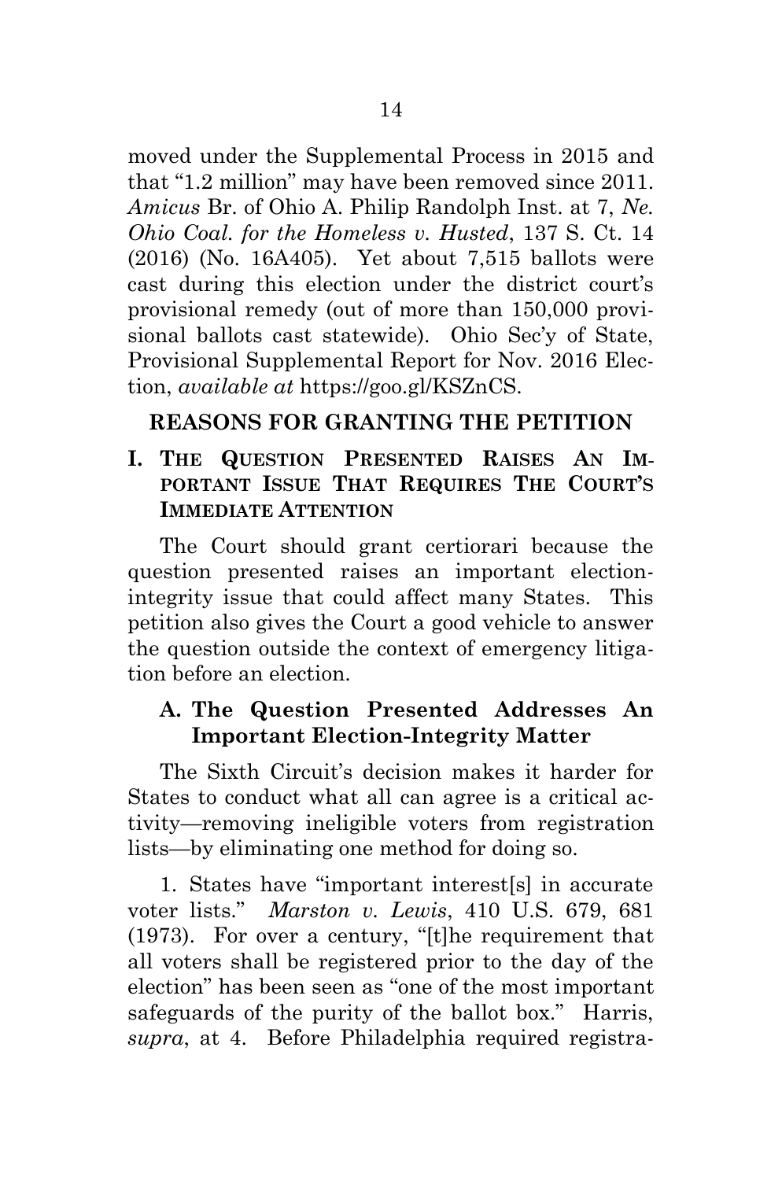moved under the Supplemental Process in 2015 and that "1.2 million" may have been removed since 2011. *Amicus* Br. of Ohio A. Philip Randolph Inst. at 7, *Ne. Ohio Coal. for the Homeless v. Husted*, 137 S. Ct. 14 (2016) (No. 16A405). Yet about 7,515 ballots were cast during this election under the district court's provisional remedy (out of more than 150,000 provisional ballots cast statewide). Ohio Sec'y of State, Provisional Supplemental Report for Nov. 2016 Election, *available at* https://goo.gl/KSZnCS.

## REASONS FOR GRANTING THE PETITION

### I. THE QUESTION PRESENTED RAISES AN IMPORTANT ISSUE THAT REQUIRES THE COURT'S IMMEDIATE ATTENTION

The Court should grant certiorari because the question presented raises an important election-integrity issue that could affect many States. This petition also gives the Court a good vehicle to answer the question outside the context of emergency litigation before an election.

#### A. The Question Presented Addresses An Important Election-Integrity Matter

The Sixth Circuit's decision makes it harder for States to conduct what all can agree is a critical activity—removing ineligible voters from registration lists—by eliminating one method for doing so.

1. States have "important interest[s] in accurate voter lists." *Marston v. Lewis*, 410 U.S. 679, 681 (1973). For over a century, "[t]he requirement that all voters shall be registered prior to the day of the election" has been seen as "one of the most important safeguards of the purity of the ballot box." Harris, *supra*, at 4. Before Philadelphia required registra-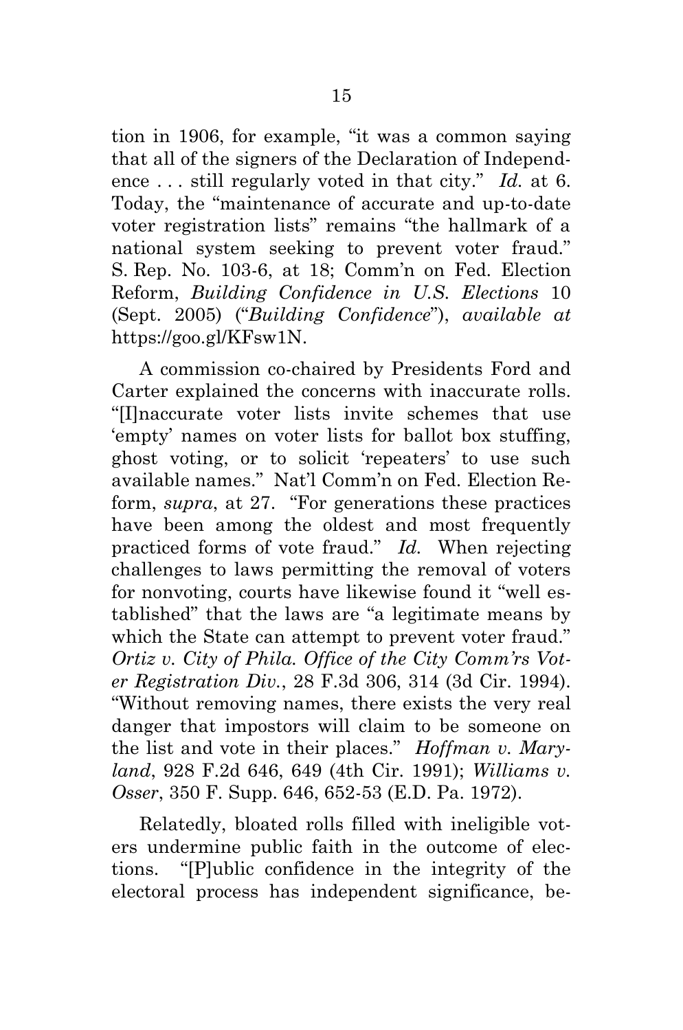tion in 1906, for example, "it was a common saying that all of the signers of the Declaration of Independence . . . still regularly voted in that city." *Id.* at 6. Today, the "maintenance of accurate and up-to-date voter registration lists" remains "the hallmark of a national system seeking to prevent voter fraud." S. Rep. No. 103-6, at 18; Comm'n on Fed. Election Reform, *Building Confidence in U.S. Elections* 10 (Sept. 2005) ("*Building Confidence*"), *available at* https://goo.gl/KFsw1N.

A commission co-chaired by Presidents Ford and Carter explained the concerns with inaccurate rolls. "[I]naccurate voter lists invite schemes that use 'empty' names on voter lists for ballot box stuffing, ghost voting, or to solicit 'repeaters' to use such available names." Nat'l Comm'n on Fed. Election Reform, *supra*, at 27. "For generations these practices have been among the oldest and most frequently practiced forms of vote fraud." *Id.* When rejecting challenges to laws permitting the removal of voters for nonvoting, courts have likewise found it "well established" that the laws are "a legitimate means by which the State can attempt to prevent voter fraud." *Ortiz v. City of Phila. Office of the City Comm'rs Voter Registration Div.*, 28 F.3d 306, 314 (3d Cir. 1994). "Without removing names, there exists the very real danger that impostors will claim to be someone on the list and vote in their places." *Hoffman v. Maryland*, 928 F.2d 646, 649 (4th Cir. 1991); *Williams v. Osser*, 350 F. Supp. 646, 652-53 (E.D. Pa. 1972).

Relatedly, bloated rolls filled with ineligible voters undermine public faith in the outcome of elections. "[P]ublic confidence in the integrity of the electoral process has independent significance, be-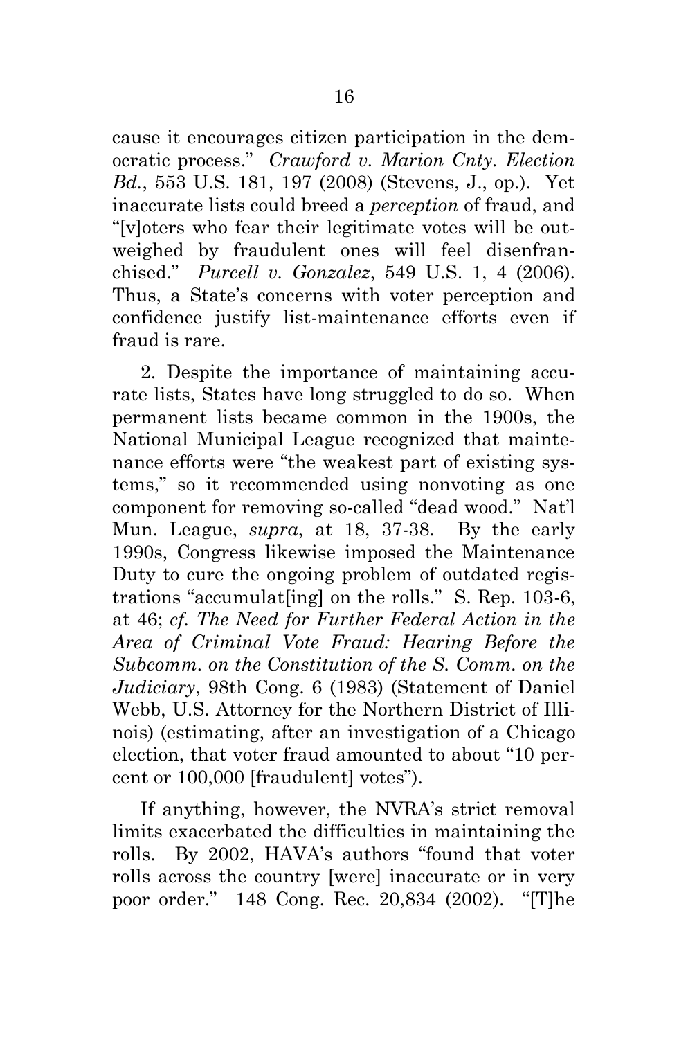cause it encourages citizen participation in the democratic process." *Crawford v. Marion Cnty. Election Bd.*, 553 U.S. 181, 197 (2008) (Stevens, J., op.). Yet inaccurate lists could breed a *perception* of fraud, and "[v]oters who fear their legitimate votes will be outweighed by fraudulent ones will feel disenfranchised." *Purcell v. Gonzalez*, 549 U.S. 1, 4 (2006). Thus, a State's concerns with voter perception and confidence justify list-maintenance efforts even if fraud is rare.

2. Despite the importance of maintaining accurate lists, States have long struggled to do so. When permanent lists became common in the 1900s, the National Municipal League recognized that maintenance efforts were "the weakest part of existing systems," so it recommended using nonvoting as one component for removing so-called "dead wood." Nat'l Mun. League, *supra*, at 18, 37-38. By the early 1990s, Congress likewise imposed the Maintenance Duty to cure the ongoing problem of outdated registrations "accumulat[ing] on the rolls." S. Rep. 103-6, at 46; *cf. The Need for Further Federal Action in the Area of Criminal Vote Fraud: Hearing Before the Subcomm. on the Constitution of the S. Comm. on the Judiciary*, 98th Cong. 6 (1983) (Statement of Daniel Webb, U.S. Attorney for the Northern District of Illinois) (estimating, after an investigation of a Chicago election, that voter fraud amounted to about "10 percent or 100,000 [fraudulent] votes").

If anything, however, the NVRA's strict removal limits exacerbated the difficulties in maintaining the rolls. By 2002, HAVA's authors "found that voter rolls across the country [were] inaccurate or in very poor order." 148 Cong. Rec. 20,834 (2002). "[T]he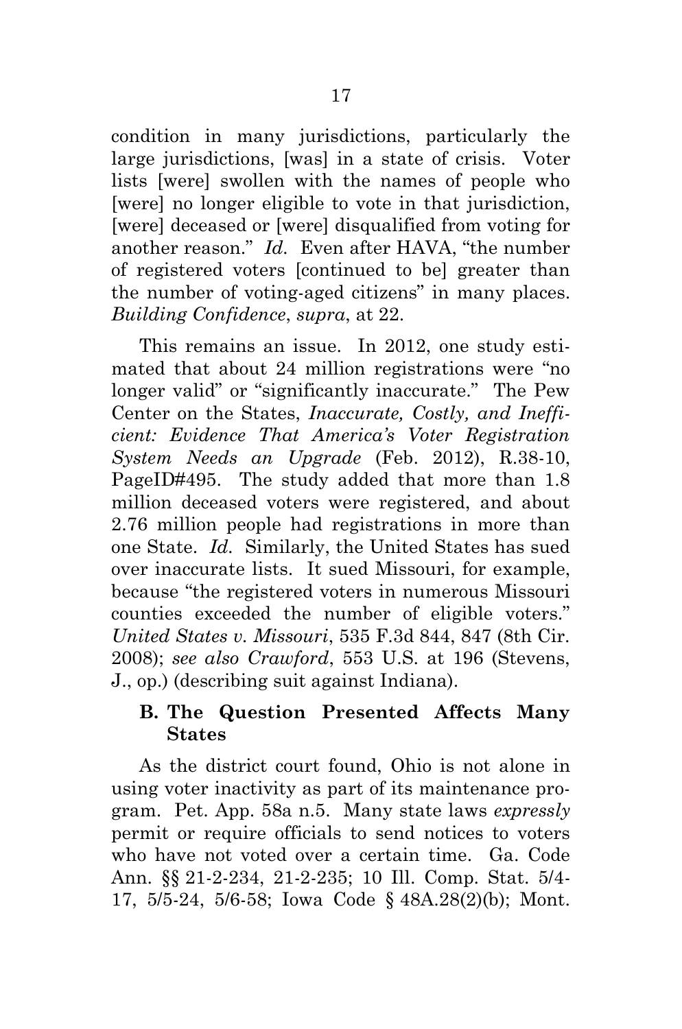condition in many jurisdictions, particularly the large jurisdictions, [was] in a state of crisis. Voter lists [were] swollen with the names of people who [were] no longer eligible to vote in that jurisdiction, [were] deceased or [were] disqualified from voting for another reason." *Id.* Even after HAVA, "the number of registered voters [continued to be] greater than the number of voting-aged citizens" in many places. *Building Confidence*, *supra*, at 22.

This remains an issue. In 2012, one study estimated that about 24 million registrations were "no longer valid" or "significantly inaccurate." The Pew Center on the States, *Inaccurate, Costly, and Inefficient: Evidence That America's Voter Registration System Needs an Upgrade* (Feb. 2012), R.38-10, PageID#495. The study added that more than 1.8 million deceased voters were registered, and about 2.76 million people had registrations in more than one State. *Id.* Similarly, the United States has sued over inaccurate lists. It sued Missouri, for example, because "the registered voters in numerous Missouri counties exceeded the number of eligible voters." *United States v. Missouri*, 535 F.3d 844, 847 (8th Cir. 2008); *see also Crawford*, 553 U.S. at 196 (Stevens, J., op.) (describing suit against Indiana).

### B. The Question Presented Affects Many States

As the district court found, Ohio is not alone in using voter inactivity as part of its maintenance program. Pet. App. 58a n.5. Many state laws *expressly* permit or require officials to send notices to voters who have not voted over a certain time. Ga. Code Ann. §§ 21-2-234, 21-2-235; 10 Ill. Comp. Stat. 5/4-17, 5/5-24, 5/6-58; Iowa Code § 48A.28(2)(b); Mont.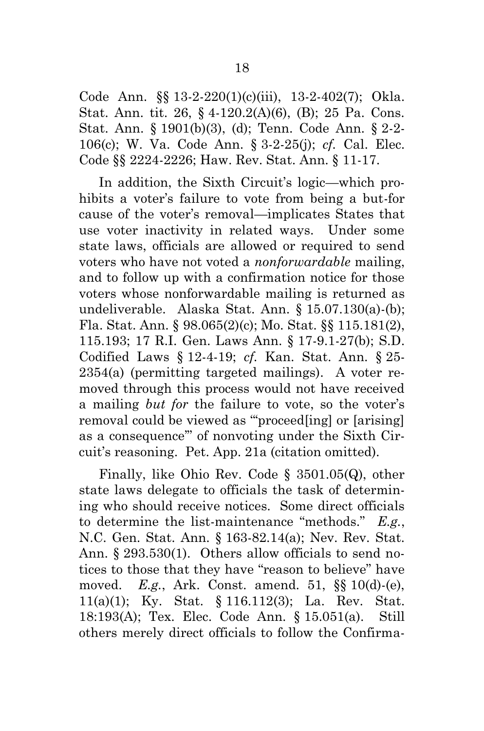Code Ann. §§ 13-2-220(1)(c)(iii), 13-2-402(7); Okla. Stat. Ann. tit. 26, § 4-120.2(A)(6), (B); 25 Pa. Cons. Stat. Ann. § 1901(b)(3), (d); Tenn. Code Ann. § 2-2-106(c); W. Va. Code Ann. § 3-2-25(j); *cf.* Cal. Elec. Code §§ 2224-2226; Haw. Rev. Stat. Ann. § 11-17.

In addition, the Sixth Circuit's logic—which prohibits a voter's failure to vote from being a but-for cause of the voter's removal—implicates States that use voter inactivity in related ways. Under some state laws, officials are allowed or required to send voters who have not voted a *nonforwardable* mailing, and to follow up with a confirmation notice for those voters whose nonforwardable mailing is returned as undeliverable. Alaska Stat. Ann. § 15.07.130(a)-(b); Fla. Stat. Ann. § 98.065(2)(c); Mo. Stat. §§ 115.181(2), 115.193; 17 R.I. Gen. Laws Ann. § 17-9.1-27(b); S.D. Codified Laws § 12-4-19; *cf.* Kan. Stat. Ann. § 25-2354(a) (permitting targeted mailings). A voter removed through this process would not have received a mailing *but for* the failure to vote, so the voter's removal could be viewed as "'proceed[ing] or [arising] as a consequence'" of nonvoting under the Sixth Circuit's reasoning. Pet. App. 21a (citation omitted).

Finally, like Ohio Rev. Code § 3501.05(Q), other state laws delegate to officials the task of determining who should receive notices. Some direct officials to determine the list-maintenance "methods." *E.g.*, N.C. Gen. Stat. Ann. § 163-82.14(a); Nev. Rev. Stat. Ann. § 293.530(1). Others allow officials to send notices to those that they have "reason to believe" have moved. *E.g.*, Ark. Const. amend. 51, §§ 10(d)-(e), 11(a)(1); Ky. Stat. § 116.112(3); La. Rev. Stat. 18:193(A); Tex. Elec. Code Ann. § 15.051(a). Still others merely direct officials to follow the Confirma-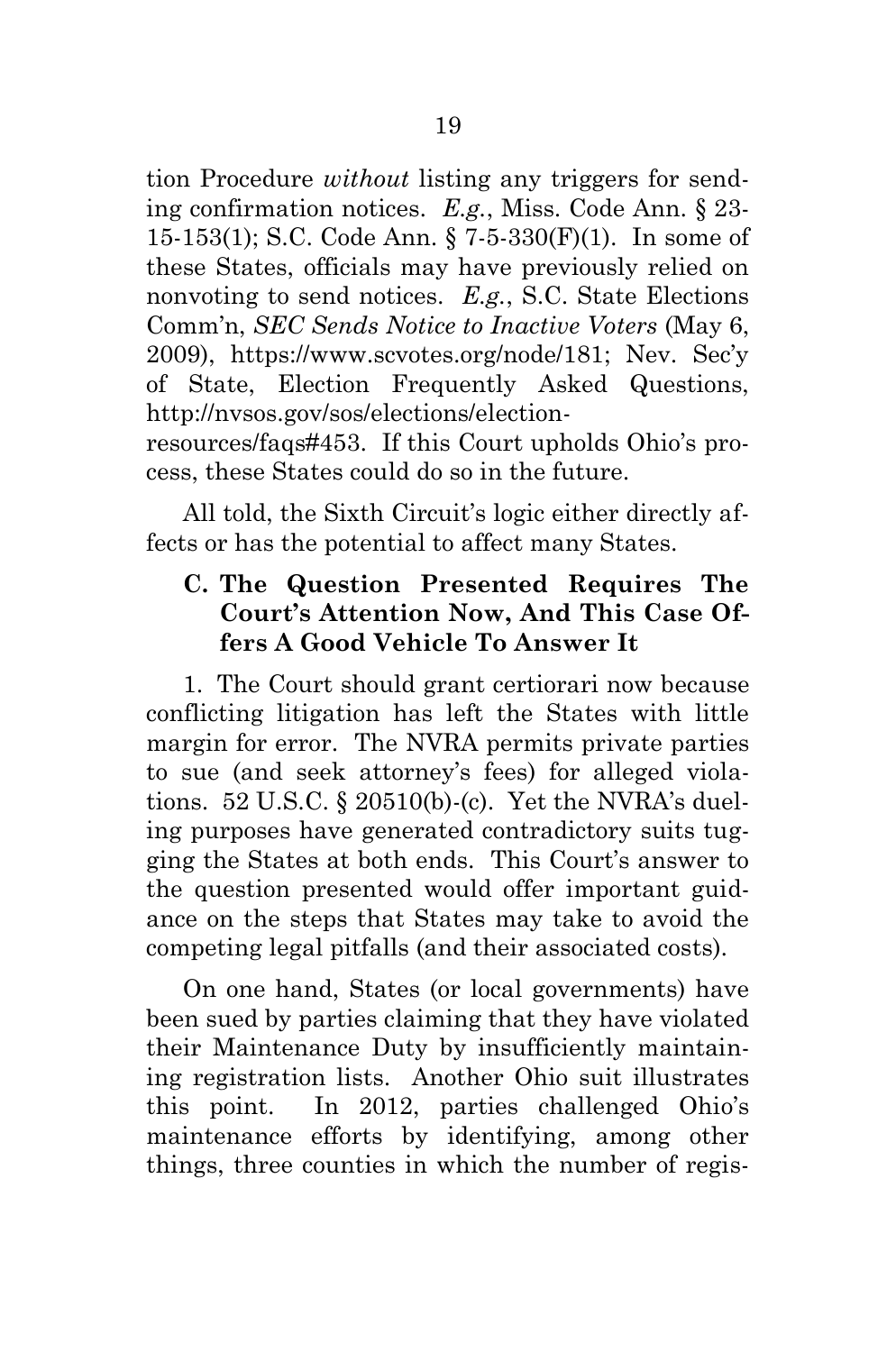tion Procedure *without* listing any triggers for sending confirmation notices. *E.g.*, Miss. Code Ann. § 23-15-153(1); S.C. Code Ann. § 7-5-330(F)(1). In some of these States, officials may have previously relied on nonvoting to send notices. *E.g.*, S.C. State Elections Comm'n, *SEC Sends Notice to Inactive Voters* (May 6, 2009), https://www.scvotes.org/node/181; Nev. Sec'y of State, Election Frequently Asked Questions, http://nvsos.gov/sos/elections/election-resources/faqs#453. If this Court upholds Ohio's process, these States could do so in the future.

All told, the Sixth Circuit's logic either directly affects or has the potential to affect many States.

### C. The Question Presented Requires The Court's Attention Now, And This Case Offers A Good Vehicle To Answer It

1. The Court should grant certiorari now because conflicting litigation has left the States with little margin for error. The NVRA permits private parties to sue (and seek attorney's fees) for alleged violations. 52 U.S.C. § 20510(b)-(c). Yet the NVRA's dueling purposes have generated contradictory suits tugging the States at both ends. This Court's answer to the question presented would offer important guidance on the steps that States may take to avoid the competing legal pitfalls (and their associated costs).

On one hand, States (or local governments) have been sued by parties claiming that they have violated their Maintenance Duty by insufficiently maintaining registration lists. Another Ohio suit illustrates this point. In 2012, parties challenged Ohio's maintenance efforts by identifying, among other things, three counties in which the number of regis-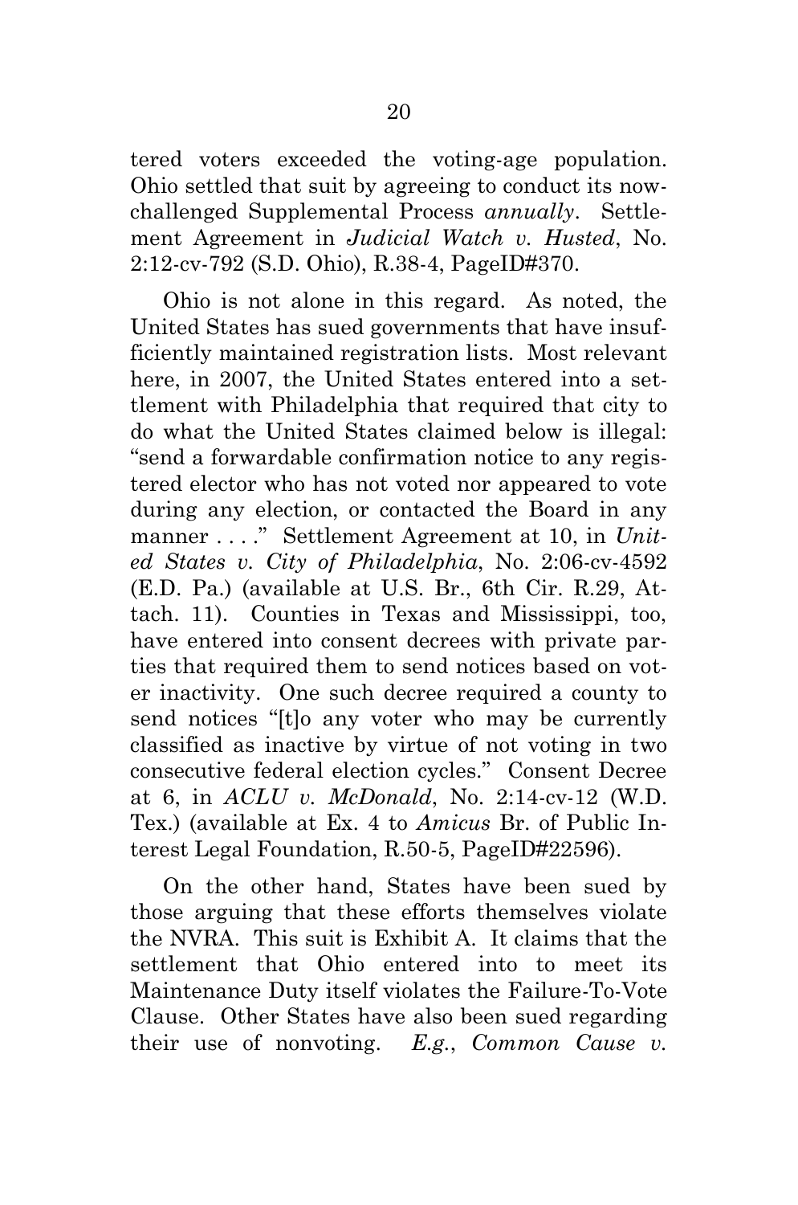tered voters exceeded the voting-age population. Ohio settled that suit by agreeing to conduct its now-challenged Supplemental Process *annually*. Settlement Agreement in *Judicial Watch v. Husted*, No. 2:12-cv-792 (S.D. Ohio), R.38-4, PageID#370.

Ohio is not alone in this regard. As noted, the United States has sued governments that have insufficiently maintained registration lists. Most relevant here, in 2007, the United States entered into a settlement with Philadelphia that required that city to do what the United States claimed below is illegal: "send a forwardable confirmation notice to any registered elector who has not voted nor appeared to vote during any election, or contacted the Board in any manner . . . ." Settlement Agreement at 10, in *United States v. City of Philadelphia*, No. 2:06-cv-4592 (E.D. Pa.) (available at U.S. Br., 6th Cir. R.29, Attach. 11). Counties in Texas and Mississippi, too, have entered into consent decrees with private parties that required them to send notices based on voter inactivity. One such decree required a county to send notices "[t]o any voter who may be currently classified as inactive by virtue of not voting in two consecutive federal election cycles." Consent Decree at 6, in *ACLU v. McDonald*, No. 2:14-cv-12 (W.D. Tex.) (available at Ex. 4 to *Amicus* Br. of Public Interest Legal Foundation, R.50-5, PageID#22596).

On the other hand, States have been sued by those arguing that these efforts themselves violate the NVRA. This suit is Exhibit A. It claims that the settlement that Ohio entered into to meet its Maintenance Duty itself violates the Failure-To-Vote Clause. Other States have also been sued regarding their use of nonvoting. *E.g.*, *Common Cause v.*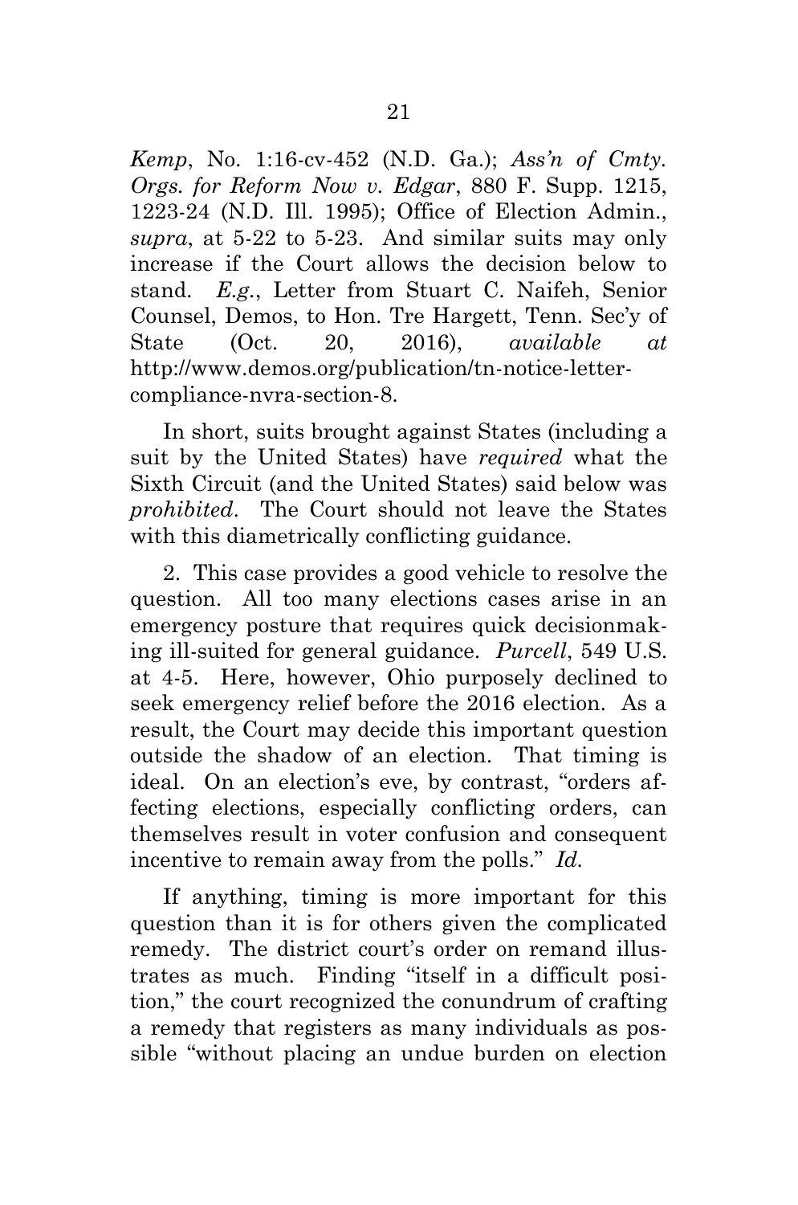*Kemp*, No. 1:16-cv-452 (N.D. Ga.); *Ass'n of Cmty. Orgs. for Reform Now v. Edgar*, 880 F. Supp. 1215, 1223-24 (N.D. Ill. 1995); Office of Election Admin., *supra*, at 5-22 to 5-23. And similar suits may only increase if the Court allows the decision below to stand. *E.g.*, Letter from Stuart C. Naifeh, Senior Counsel, Demos, to Hon. Tre Hargett, Tenn. Sec'y of State (Oct. 20, 2016), *available at* http://www.demos.org/publication/tn-notice-letter-compliance-nvra-section-8.

In short, suits brought against States (including a suit by the United States) have *required* what the Sixth Circuit (and the United States) said below was *prohibited*. The Court should not leave the States with this diametrically conflicting guidance.

2. This case provides a good vehicle to resolve the question. All too many elections cases arise in an emergency posture that requires quick decisionmaking ill-suited for general guidance. *Purcell*, 549 U.S. at 4-5. Here, however, Ohio purposely declined to seek emergency relief before the 2016 election. As a result, the Court may decide this important question outside the shadow of an election. That timing is ideal. On an election's eve, by contrast, "orders affecting elections, especially conflicting orders, can themselves result in voter confusion and consequent incentive to remain away from the polls." *Id.*

If anything, timing is more important for this question than it is for others given the complicated remedy. The district court's order on remand illustrates as much. Finding "itself in a difficult position," the court recognized the conundrum of crafting a remedy that registers as many individuals as possible "without placing an undue burden on election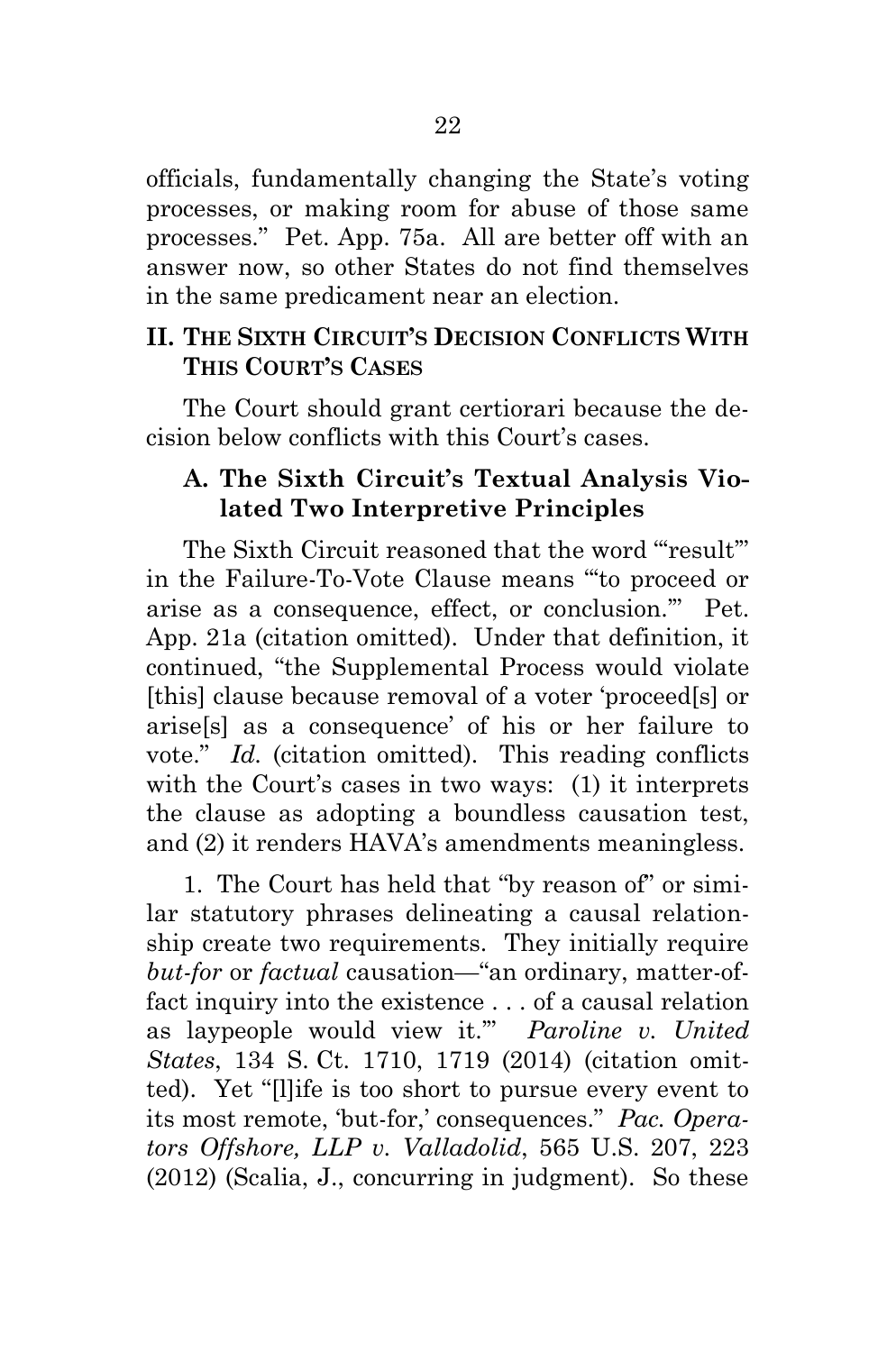officials, fundamentally changing the State's voting processes, or making room for abuse of those same processes." Pet. App. 75a. All are better off with an answer now, so other States do not find themselves in the same predicament near an election.

## II. THE SIXTH CIRCUIT'S DECISION CONFLICTS WITH THIS COURT'S CASES

The Court should grant certiorari because the decision below conflicts with this Court's cases.

### A. The Sixth Circuit's Textual Analysis Violated Two Interpretive Principles

The Sixth Circuit reasoned that the word "'result'" in the Failure-To-Vote Clause means "'to proceed or arise as a consequence, effect, or conclusion.'" Pet. App. 21a (citation omitted). Under that definition, it continued, "the Supplemental Process would violate [this] clause because removal of a voter 'proceed[s] or arise[s] as a consequence' of his or her failure to vote." *Id.* (citation omitted). This reading conflicts with the Court's cases in two ways: (1) it interprets the clause as adopting a boundless causation test, and (2) it renders HAVA's amendments meaningless.

1. The Court has held that "by reason of" or similar statutory phrases delineating a causal relationship create two requirements. They initially require *but-for* or *factual* causation—"an ordinary, matter-of-fact inquiry into the existence . . . of a causal relation as laypeople would view it.'" *Paroline v. United States*, 134 S. Ct. 1710, 1719 (2014) (citation omitted). Yet "[l]ife is too short to pursue every event to its most remote, 'but-for,' consequences." *Pac. Operators Offshore, LLP v. Valladolid*, 565 U.S. 207, 223 (2012) (Scalia, J., concurring in judgment). So these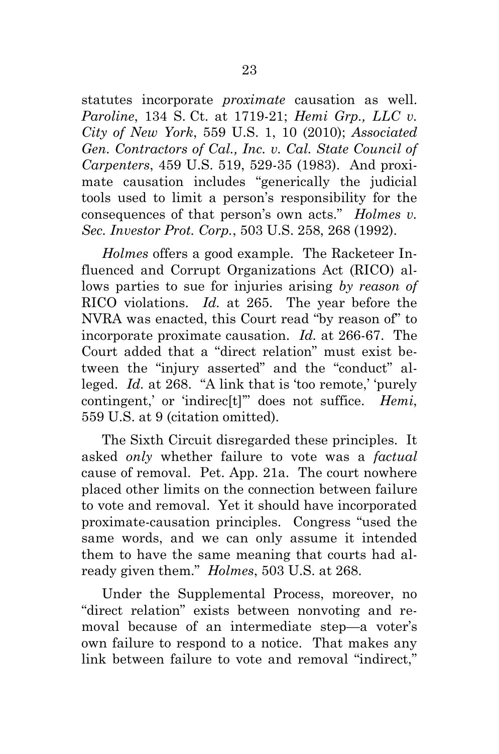statutes incorporate *proximate* causation as well. *Paroline*, 134 S. Ct. at 1719-21; *Hemi Grp., LLC v. City of New York*, 559 U.S. 1, 10 (2010); *Associated Gen. Contractors of Cal., Inc. v. Cal. State Council of Carpenters*, 459 U.S. 519, 529-35 (1983). And proximate causation includes "generically the judicial tools used to limit a person's responsibility for the consequences of that person's own acts." *Holmes v. Sec. Investor Prot. Corp.*, 503 U.S. 258, 268 (1992).

*Holmes* offers a good example. The Racketeer Influenced and Corrupt Organizations Act (RICO) allows parties to sue for injuries arising *by reason of* RICO violations. *Id.* at 265. The year before the NVRA was enacted, this Court read "by reason of" to incorporate proximate causation. *Id.* at 266-67. The Court added that a "direct relation" must exist between the "injury asserted" and the "conduct" alleged. *Id.* at 268. "A link that is 'too remote,' 'purely contingent,' or 'indirec[t]'" does not suffice. *Hemi*, 559 U.S. at 9 (citation omitted).

The Sixth Circuit disregarded these principles. It asked *only* whether failure to vote was a *factual* cause of removal. Pet. App. 21a. The court nowhere placed other limits on the connection between failure to vote and removal. Yet it should have incorporated proximate-causation principles. Congress "used the same words, and we can only assume it intended them to have the same meaning that courts had already given them." *Holmes*, 503 U.S. at 268.

Under the Supplemental Process, moreover, no "direct relation" exists between nonvoting and removal because of an intermediate step—a voter's own failure to respond to a notice. That makes any link between failure to vote and removal "indirect,"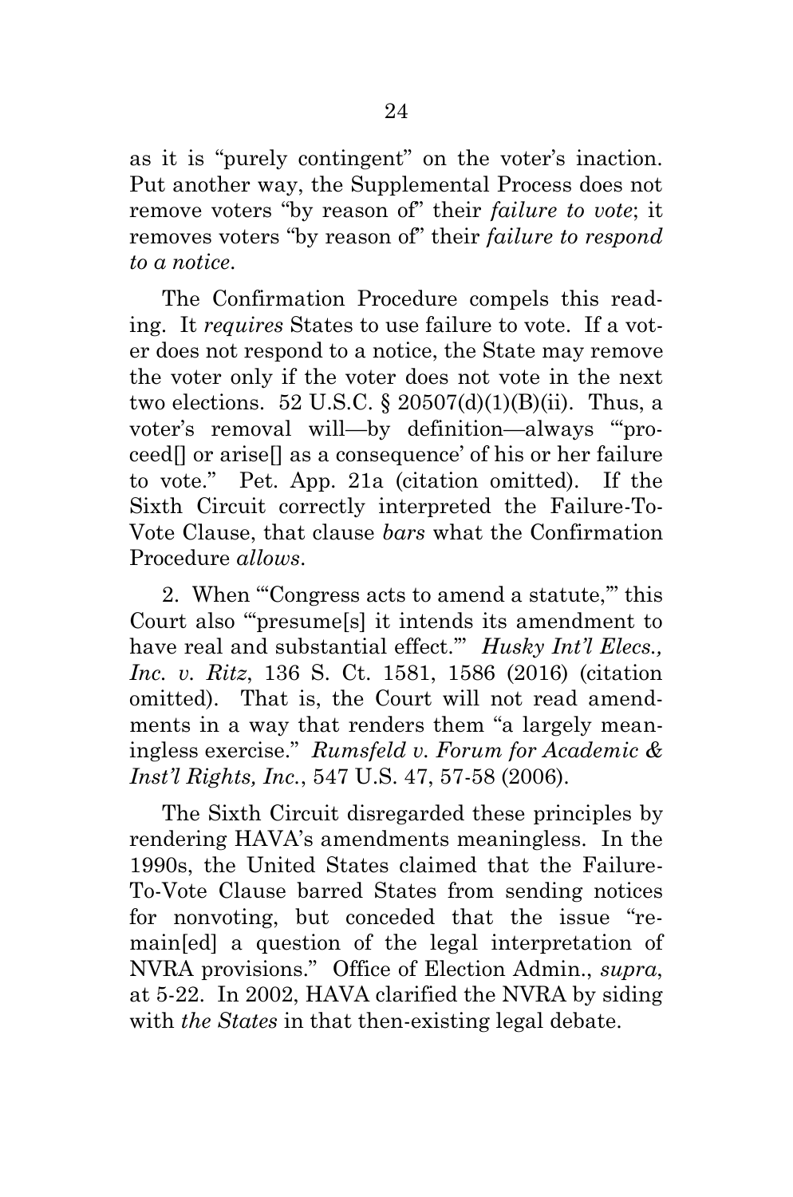as it is "purely contingent" on the voter's inaction. Put another way, the Supplemental Process does not remove voters "by reason of" their *failure to vote*; it removes voters "by reason of" their *failure to respond to a notice*.

The Confirmation Procedure compels this reading. It *requires* States to use failure to vote. If a voter does not respond to a notice, the State may remove the voter only if the voter does not vote in the next two elections. 52 U.S.C. § 20507(d)(1)(B)(ii). Thus, a voter's removal will—by definition—always "'proceed[] or arise[] as a consequence' of his or her failure to vote." Pet. App. 21a (citation omitted). If the Sixth Circuit correctly interpreted the Failure-To-Vote Clause, that clause *bars* what the Confirmation Procedure *allows*.

2. When "'Congress acts to amend a statute,'" this Court also "'presume[s] it intends its amendment to have real and substantial effect.'" *Husky Int'l Elecs., Inc. v. Ritz*, 136 S. Ct. 1581, 1586 (2016) (citation omitted). That is, the Court will not read amendments in a way that renders them "a largely meaningless exercise." *Rumsfeld v. Forum for Academic & Inst'l Rights, Inc.*, 547 U.S. 47, 57-58 (2006).

The Sixth Circuit disregarded these principles by rendering HAVA's amendments meaningless. In the 1990s, the United States claimed that the Failure-To-Vote Clause barred States from sending notices for nonvoting, but conceded that the issue "remain[ed] a question of the legal interpretation of NVRA provisions." Office of Election Admin., *supra*, at 5-22. In 2002, HAVA clarified the NVRA by siding with *the States* in that then-existing legal debate.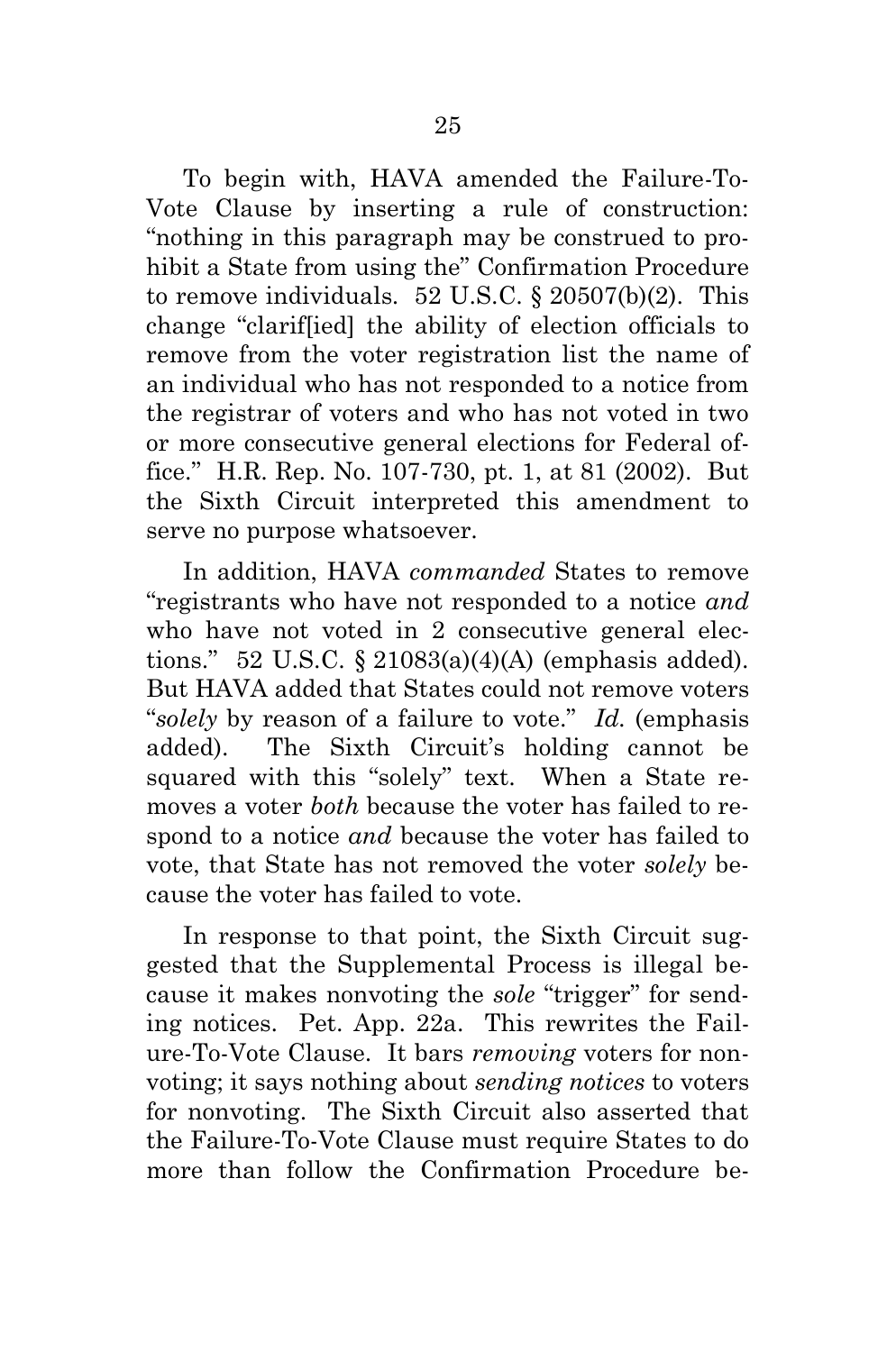To begin with, HAVA amended the Failure-To-Vote Clause by inserting a rule of construction: "nothing in this paragraph may be construed to prohibit a State from using the" Confirmation Procedure to remove individuals. 52 U.S.C. § 20507(b)(2). This change "clarif[ied] the ability of election officials to remove from the voter registration list the name of an individual who has not responded to a notice from the registrar of voters and who has not voted in two or more consecutive general elections for Federal office." H.R. Rep. No. 107-730, pt. 1, at 81 (2002). But the Sixth Circuit interpreted this amendment to serve no purpose whatsoever.

In addition, HAVA *commanded* States to remove "registrants who have not responded to a notice *and* who have not voted in 2 consecutive general elections." 52 U.S.C. § 21083(a)(4)(A) (emphasis added). But HAVA added that States could not remove voters "*solely* by reason of a failure to vote." *Id.* (emphasis added). The Sixth Circuit's holding cannot be squared with this "solely" text. When a State removes a voter *both* because the voter has failed to respond to a notice *and* because the voter has failed to vote, that State has not removed the voter *solely* because the voter has failed to vote.

In response to that point, the Sixth Circuit suggested that the Supplemental Process is illegal because it makes nonvoting the *sole* "trigger" for sending notices. Pet. App. 22a. This rewrites the Failure-To-Vote Clause. It bars *removing* voters for nonvoting; it says nothing about *sending notices* to voters for nonvoting. The Sixth Circuit also asserted that the Failure-To-Vote Clause must require States to do more than follow the Confirmation Procedure be-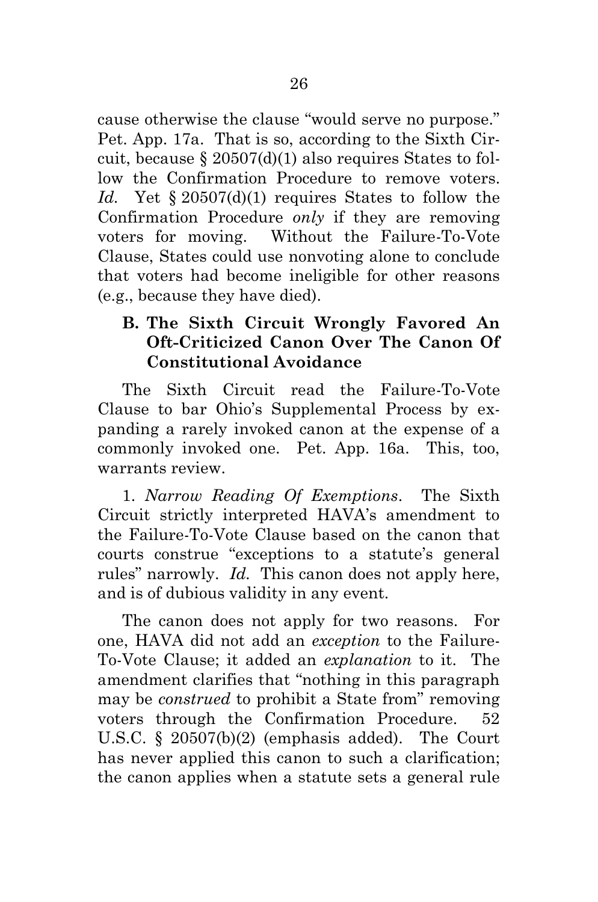cause otherwise the clause "would serve no purpose." Pet. App. 17a. That is so, according to the Sixth Circuit, because § 20507(d)(1) also requires States to follow the Confirmation Procedure to remove voters. *Id.* Yet § 20507(d)(1) requires States to follow the Confirmation Procedure *only* if they are removing voters for moving. Without the Failure-To-Vote Clause, States could use nonvoting alone to conclude that voters had become ineligible for other reasons (e.g., because they have died).

### B. The Sixth Circuit Wrongly Favored An Oft-Criticized Canon Over The Canon Of Constitutional Avoidance

The Sixth Circuit read the Failure-To-Vote Clause to bar Ohio's Supplemental Process by expanding a rarely invoked canon at the expense of a commonly invoked one. Pet. App. 16a. This, too, warrants review.

1. *Narrow Reading Of Exemptions*. The Sixth Circuit strictly interpreted HAVA's amendment to the Failure-To-Vote Clause based on the canon that courts construe "exceptions to a statute's general rules" narrowly. *Id.* This canon does not apply here, and is of dubious validity in any event.

The canon does not apply for two reasons. For one, HAVA did not add an *exception* to the Failure-To-Vote Clause; it added an *explanation* to it. The amendment clarifies that "nothing in this paragraph may be *construed* to prohibit a State from" removing voters through the Confirmation Procedure. 52 U.S.C. § 20507(b)(2) (emphasis added). The Court has never applied this canon to such a clarification; the canon applies when a statute sets a general rule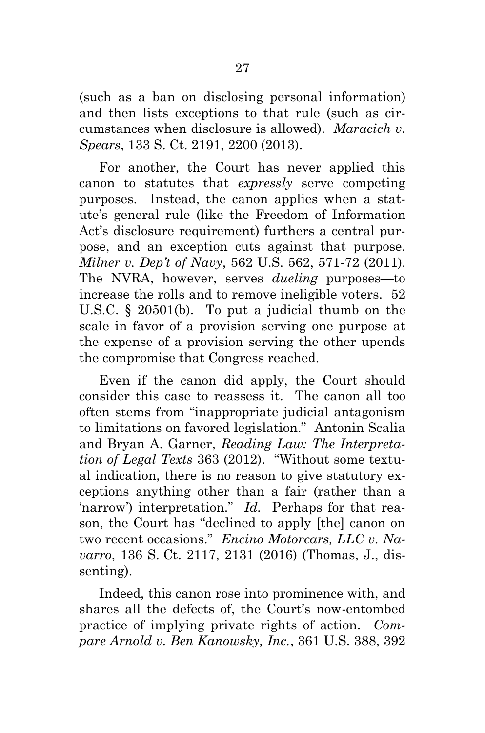(such as a ban on disclosing personal information) and then lists exceptions to that rule (such as circumstances when disclosure is allowed). *Maracich v. Spears*, 133 S. Ct. 2191, 2200 (2013).

For another, the Court has never applied this canon to statutes that *expressly* serve competing purposes. Instead, the canon applies when a statute's general rule (like the Freedom of Information Act's disclosure requirement) furthers a central purpose, and an exception cuts against that purpose. *Milner v. Dep't of Navy*, 562 U.S. 562, 571-72 (2011). The NVRA, however, serves *dueling* purposes—to increase the rolls and to remove ineligible voters. 52 U.S.C. § 20501(b). To put a judicial thumb on the scale in favor of a provision serving one purpose at the expense of a provision serving the other upends the compromise that Congress reached.

Even if the canon did apply, the Court should consider this case to reassess it. The canon all too often stems from "inappropriate judicial antagonism to limitations on favored legislation." Antonin Scalia and Bryan A. Garner, *Reading Law: The Interpretation of Legal Texts* 363 (2012). "Without some textual indication, there is no reason to give statutory exceptions anything other than a fair (rather than a 'narrow') interpretation." *Id.* Perhaps for that reason, the Court has "declined to apply [the] canon on two recent occasions." *Encino Motorcars, LLC v. Navarro*, 136 S. Ct. 2117, 2131 (2016) (Thomas, J., dissenting).

Indeed, this canon rose into prominence with, and shares all the defects of, the Court's now-entombed practice of implying private rights of action. *Compare Arnold v. Ben Kanowsky, Inc.*, 361 U.S. 388, 392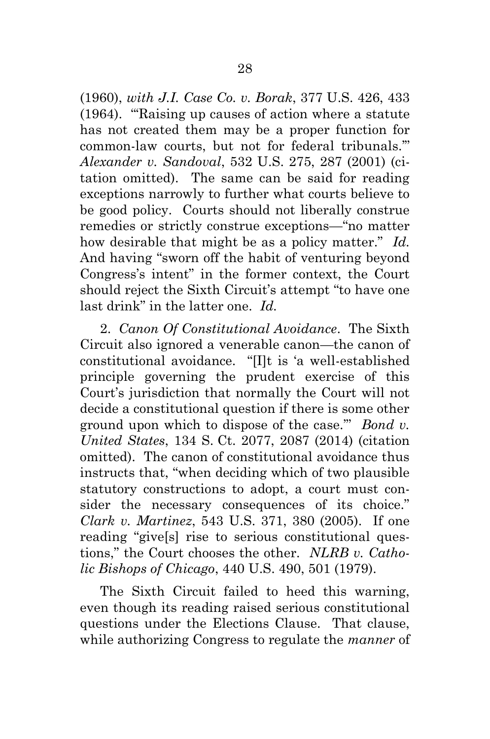(1960), *with J.I. Case Co. v. Borak*, 377 U.S. 426, 433 (1964). "'Raising up causes of action where a statute has not created them may be a proper function for common-law courts, but not for federal tribunals.'" *Alexander v. Sandoval*, 532 U.S. 275, 287 (2001) (citation omitted). The same can be said for reading exceptions narrowly to further what courts believe to be good policy. Courts should not liberally construe remedies or strictly construe exceptions—"no matter how desirable that might be as a policy matter." *Id.* And having "sworn off the habit of venturing beyond Congress's intent" in the former context, the Court should reject the Sixth Circuit's attempt "to have one last drink" in the latter one. *Id.*

2. *Canon Of Constitutional Avoidance*. The Sixth Circuit also ignored a venerable canon—the canon of constitutional avoidance. "[I]t is 'a well-established principle governing the prudent exercise of this Court's jurisdiction that normally the Court will not decide a constitutional question if there is some other ground upon which to dispose of the case.'" *Bond v. United States*, 134 S. Ct. 2077, 2087 (2014) (citation omitted). The canon of constitutional avoidance thus instructs that, "when deciding which of two plausible statutory constructions to adopt, a court must consider the necessary consequences of its choice." *Clark v. Martinez*, 543 U.S. 371, 380 (2005). If one reading "give[s] rise to serious constitutional questions," the Court chooses the other. *NLRB v. Catholic Bishops of Chicago*, 440 U.S. 490, 501 (1979).

The Sixth Circuit failed to heed this warning, even though its reading raised serious constitutional questions under the Elections Clause. That clause, while authorizing Congress to regulate the *manner* of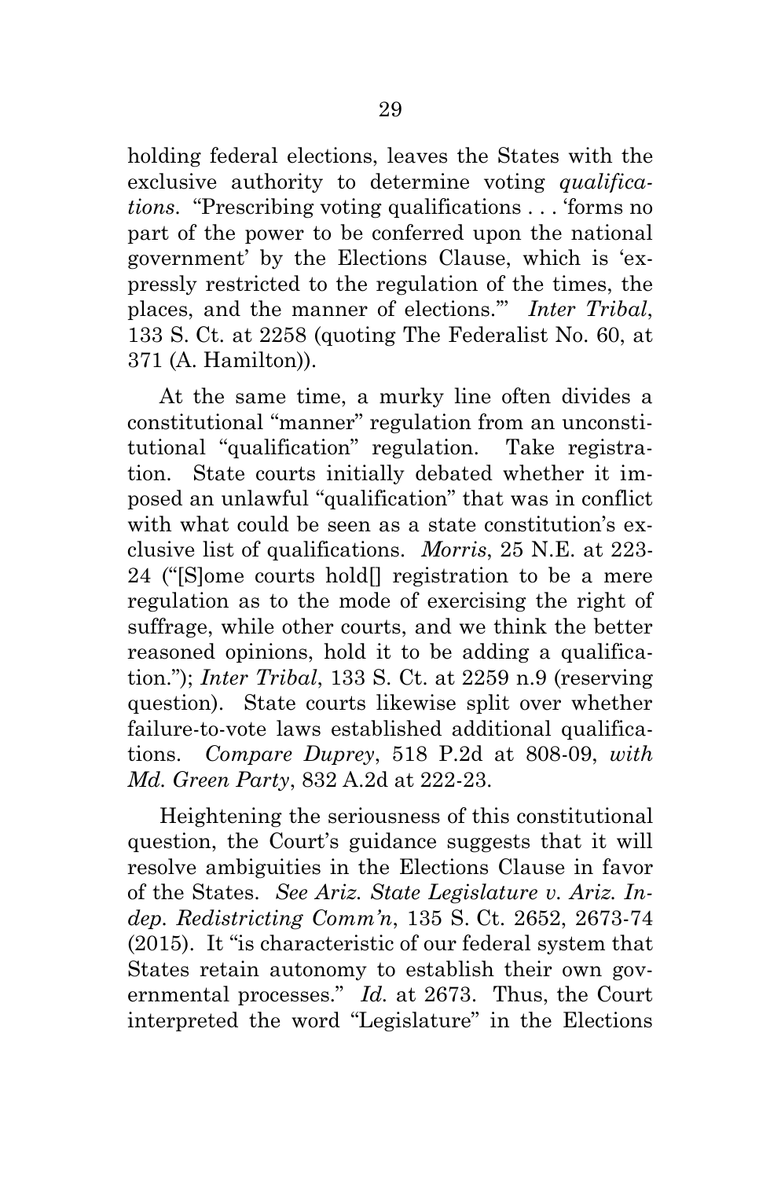holding federal elections, leaves the States with the exclusive authority to determine voting *qualifications*. "Prescribing voting qualifications . . . 'forms no part of the power to be conferred upon the national government' by the Elections Clause, which is 'expressly restricted to the regulation of the times, the places, and the manner of elections.'" *Inter Tribal*, 133 S. Ct. at 2258 (quoting The Federalist No. 60, at 371 (A. Hamilton)).

At the same time, a murky line often divides a constitutional "manner" regulation from an unconstitutional "qualification" regulation. Take registration. State courts initially debated whether it imposed an unlawful "qualification" that was in conflict with what could be seen as a state constitution's exclusive list of qualifications. *Morris*, 25 N.E. at 223-24 ("[S]ome courts hold[] registration to be a mere regulation as to the mode of exercising the right of suffrage, while other courts, and we think the better reasoned opinions, hold it to be adding a qualification."); *Inter Tribal*, 133 S. Ct. at 2259 n.9 (reserving question). State courts likewise split over whether failure-to-vote laws established additional qualifications. *Compare Duprey*, 518 P.2d at 808-09, *with Md. Green Party*, 832 A.2d at 222-23.

Heightening the seriousness of this constitutional question, the Court's guidance suggests that it will resolve ambiguities in the Elections Clause in favor of the States. *See Ariz. State Legislature v. Ariz. Indep. Redistricting Comm'n*, 135 S. Ct. 2652, 2673-74 (2015). It "is characteristic of our federal system that States retain autonomy to establish their own governmental processes." *Id.* at 2673. Thus, the Court interpreted the word "Legislature" in the Elections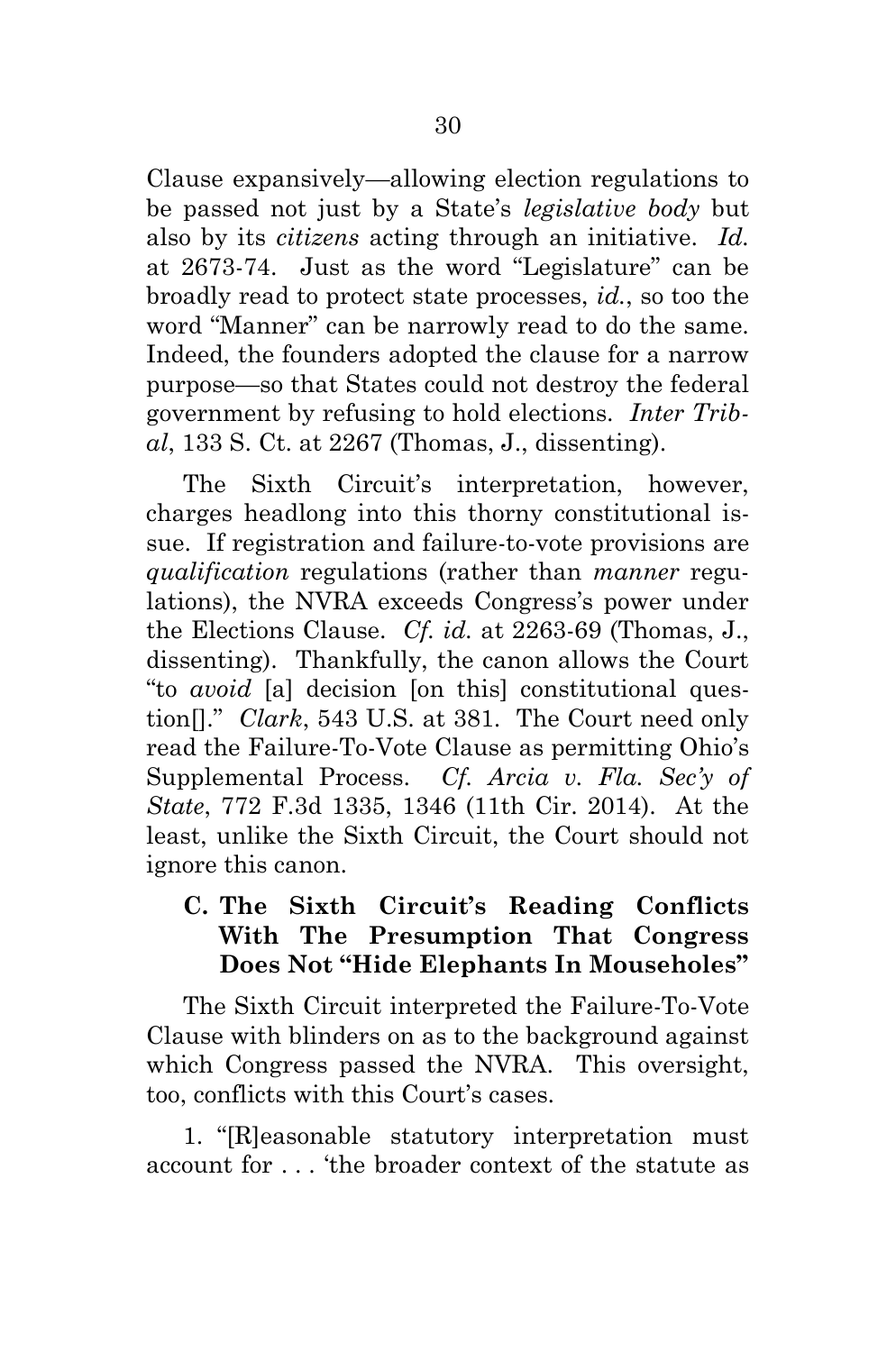Clause expansively—allowing election regulations to be passed not just by a State's *legislative body* but also by its *citizens* acting through an initiative. *Id.* at 2673-74. Just as the word "Legislature" can be broadly read to protect state processes, *id.*, so too the word "Manner" can be narrowly read to do the same. Indeed, the founders adopted the clause for a narrow purpose—so that States could not destroy the federal government by refusing to hold elections. *Inter Tribal*, 133 S. Ct. at 2267 (Thomas, J., dissenting).

The Sixth Circuit's interpretation, however, charges headlong into this thorny constitutional issue. If registration and failure-to-vote provisions are *qualification* regulations (rather than *manner* regulations), the NVRA exceeds Congress's power under the Elections Clause. *Cf. id.* at 2263-69 (Thomas, J., dissenting). Thankfully, the canon allows the Court "to *avoid* [a] decision [on this] constitutional question[]." *Clark*, 543 U.S. at 381. The Court need only read the Failure-To-Vote Clause as permitting Ohio's Supplemental Process. *Cf. Arcia v. Fla. Sec'y of State*, 772 F.3d 1335, 1346 (11th Cir. 2014). At the least, unlike the Sixth Circuit, the Court should not ignore this canon.

### C. The Sixth Circuit's Reading Conflicts With The Presumption That Congress Does Not "Hide Elephants In Mouseholes"

The Sixth Circuit interpreted the Failure-To-Vote Clause with blinders on as to the background against which Congress passed the NVRA. This oversight, too, conflicts with this Court's cases.

1. "[R]easonable statutory interpretation must account for . . . 'the broader context of the statute as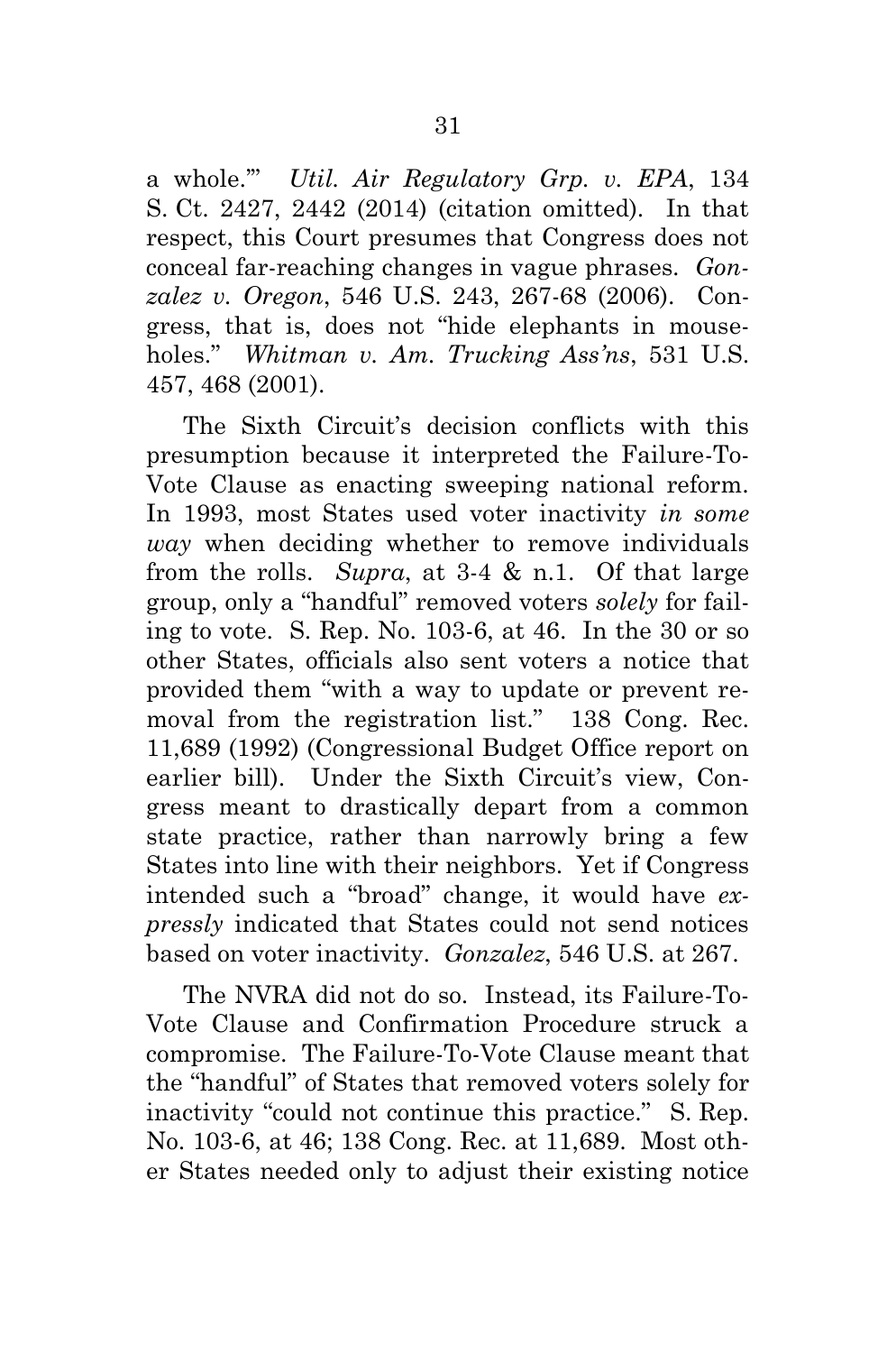a whole.'" *Util. Air Regulatory Grp. v. EPA*, 134 S. Ct. 2427, 2442 (2014) (citation omitted). In that respect, this Court presumes that Congress does not conceal far-reaching changes in vague phrases. *Gonzalez v. Oregon*, 546 U.S. 243, 267-68 (2006). Congress, that is, does not "hide elephants in mouseholes." *Whitman v. Am. Trucking Ass'ns*, 531 U.S. 457, 468 (2001).

The Sixth Circuit's decision conflicts with this presumption because it interpreted the Failure-To-Vote Clause as enacting sweeping national reform. In 1993, most States used voter inactivity *in some way* when deciding whether to remove individuals from the rolls. *Supra*, at 3-4 & n.1. Of that large group, only a "handful" removed voters *solely* for failing to vote. S. Rep. No. 103-6, at 46. In the 30 or so other States, officials also sent voters a notice that provided them "with a way to update or prevent removal from the registration list." 138 Cong. Rec. 11,689 (1992) (Congressional Budget Office report on earlier bill). Under the Sixth Circuit's view, Congress meant to drastically depart from a common state practice, rather than narrowly bring a few States into line with their neighbors. Yet if Congress intended such a "broad" change, it would have *expressly* indicated that States could not send notices based on voter inactivity. *Gonzalez*, 546 U.S. at 267.

The NVRA did not do so. Instead, its Failure-To-Vote Clause and Confirmation Procedure struck a compromise. The Failure-To-Vote Clause meant that the "handful" of States that removed voters solely for inactivity "could not continue this practice." S. Rep. No. 103-6, at 46; 138 Cong. Rec. at 11,689. Most other States needed only to adjust their existing notice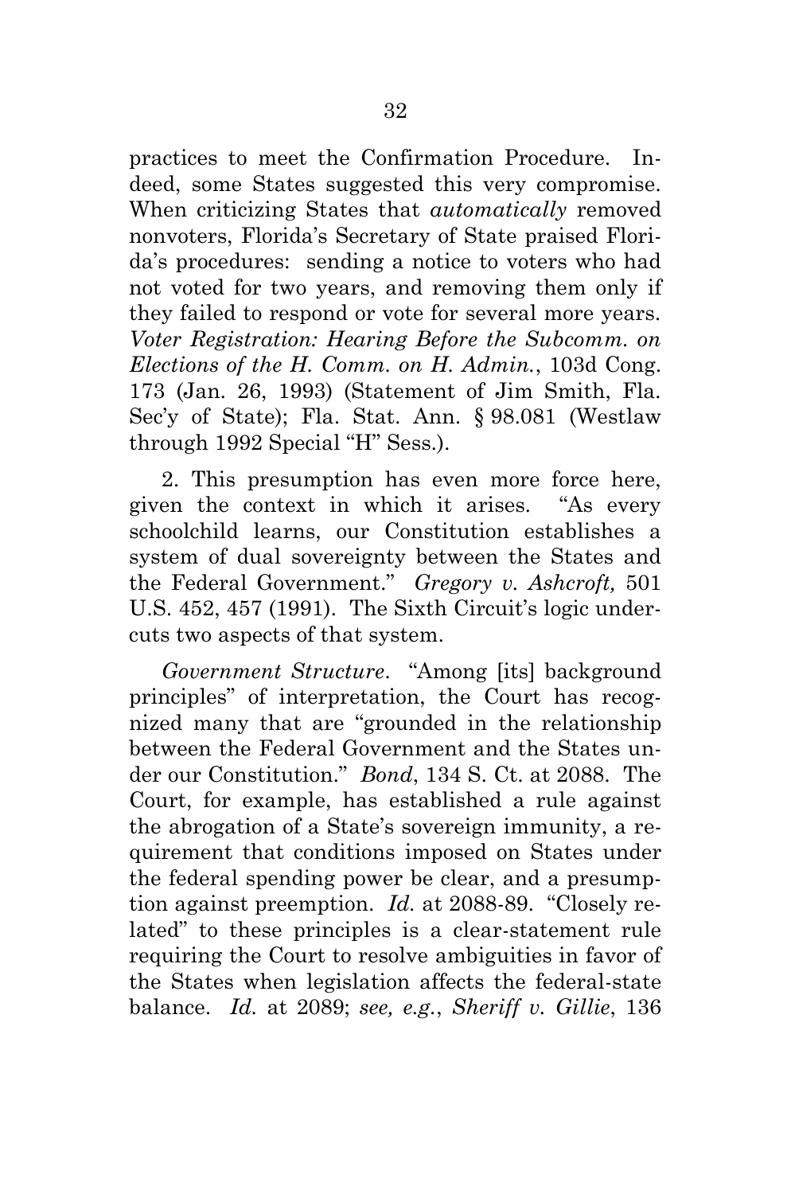practices to meet the Confirmation Procedure. Indeed, some States suggested this very compromise. When criticizing States that *automatically* removed nonvoters, Florida's Secretary of State praised Florida's procedures: sending a notice to voters who had not voted for two years, and removing them only if they failed to respond or vote for several more years. *Voter Registration: Hearing Before the Subcomm. on Elections of the H. Comm. on H. Admin.*, 103d Cong. 173 (Jan. 26, 1993) (Statement of Jim Smith, Fla. Sec'y of State); Fla. Stat. Ann. § 98.081 (Westlaw through 1992 Special "H" Sess.).

2. This presumption has even more force here, given the context in which it arises. "As every schoolchild learns, our Constitution establishes a system of dual sovereignty between the States and the Federal Government." *Gregory v. Ashcroft,* 501 U.S. 452, 457 (1991). The Sixth Circuit's logic undercuts two aspects of that system.

*Government Structure*. "Among [its] background principles" of interpretation, the Court has recognized many that are "grounded in the relationship between the Federal Government and the States under our Constitution." *Bond*, 134 S. Ct. at 2088. The Court, for example, has established a rule against the abrogation of a State's sovereign immunity, a requirement that conditions imposed on States under the federal spending power be clear, and a presumption against preemption. *Id.* at 2088-89. "Closely related" to these principles is a clear-statement rule requiring the Court to resolve ambiguities in favor of the States when legislation affects the federal-state balance. *Id.* at 2089; *see, e.g.*, *Sheriff v. Gillie*, 136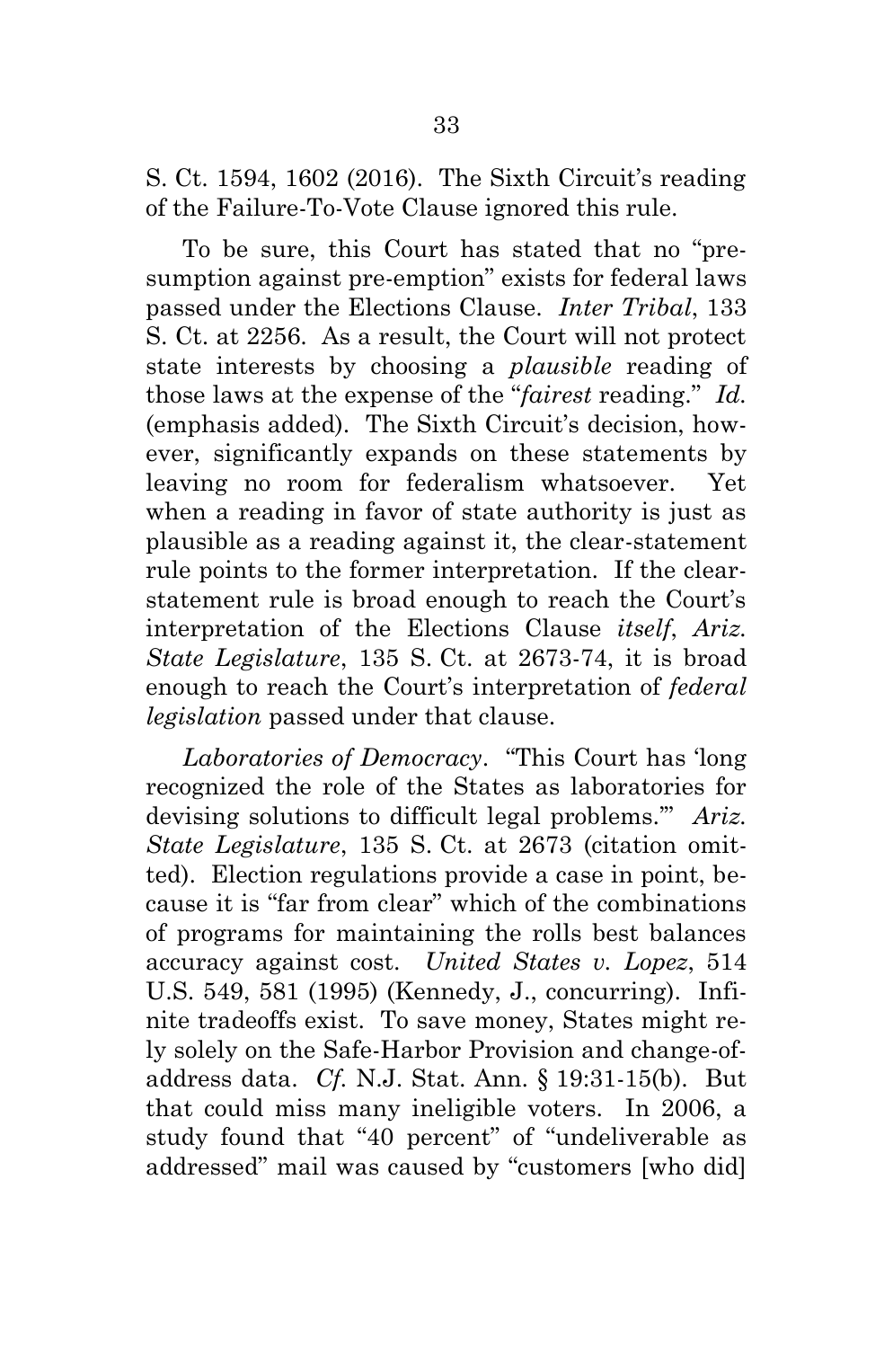S. Ct. 1594, 1602 (2016). The Sixth Circuit's reading of the Failure-To-Vote Clause ignored this rule.

To be sure, this Court has stated that no "presumption against pre-emption" exists for federal laws passed under the Elections Clause. *Inter Tribal*, 133 S. Ct. at 2256. As a result, the Court will not protect state interests by choosing a *plausible* reading of those laws at the expense of the "*fairest* reading." *Id.* (emphasis added). The Sixth Circuit's decision, however, significantly expands on these statements by leaving no room for federalism whatsoever. Yet when a reading in favor of state authority is just as plausible as a reading against it, the clear-statement rule points to the former interpretation. If the clear-statement rule is broad enough to reach the Court's interpretation of the Elections Clause *itself*, *Ariz. State Legislature*, 135 S. Ct. at 2673-74, it is broad enough to reach the Court's interpretation of *federal legislation* passed under that clause.

*Laboratories of Democracy*. "This Court has 'long recognized the role of the States as laboratories for devising solutions to difficult legal problems.'" *Ariz. State Legislature*, 135 S. Ct. at 2673 (citation omitted). Election regulations provide a case in point, because it is "far from clear" which of the combinations of programs for maintaining the rolls best balances accuracy against cost. *United States v. Lopez*, 514 U.S. 549, 581 (1995) (Kennedy, J., concurring). Infinite tradeoffs exist. To save money, States might rely solely on the Safe-Harbor Provision and change-of-address data. *Cf.* N.J. Stat. Ann. § 19:31-15(b). But that could miss many ineligible voters. In 2006, a study found that "40 percent" of "undeliverable as addressed" mail was caused by "customers [who did]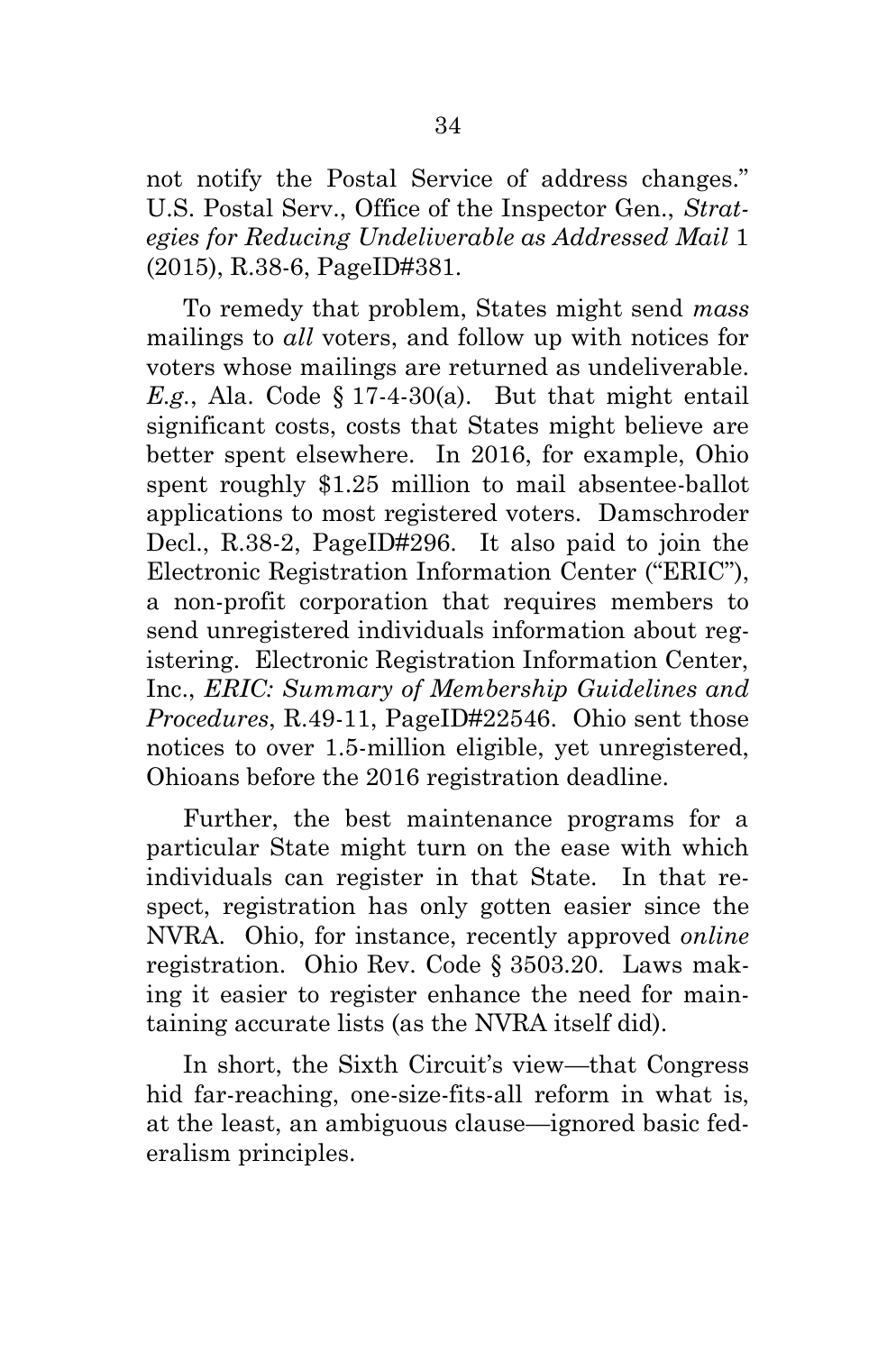not notify the Postal Service of address changes." U.S. Postal Serv., Office of the Inspector Gen., *Strategies for Reducing Undeliverable as Addressed Mail* 1 (2015), R.38-6, PageID#381.

To remedy that problem, States might send *mass* mailings to *all* voters, and follow up with notices for voters whose mailings are returned as undeliverable. *E.g.*, Ala. Code § 17-4-30(a). But that might entail significant costs, costs that States might believe are better spent elsewhere. In 2016, for example, Ohio spent roughly $1.25 million to mail absentee-ballot applications to most registered voters. Damschroder Decl., R.38-2, PageID#296. It also paid to join the Electronic Registration Information Center ("ERIC"), a non-profit corporation that requires members to send unregistered individuals information about registering. Electronic Registration Information Center, Inc., *ERIC: Summary of Membership Guidelines and Procedures*, R.49-11, PageID#22546. Ohio sent those notices to over 1.5-million eligible, yet unregistered, Ohioans before the 2016 registration deadline.

Further, the best maintenance programs for a particular State might turn on the ease with which individuals can register in that State. In that respect, registration has only gotten easier since the NVRA. Ohio, for instance, recently approved *online* registration. Ohio Rev. Code § 3503.20. Laws making it easier to register enhance the need for maintaining accurate lists (as the NVRA itself did).

In short, the Sixth Circuit's view—that Congress hid far-reaching, one-size-fits-all reform in what is, at the least, an ambiguous clause—ignored basic federalism principles.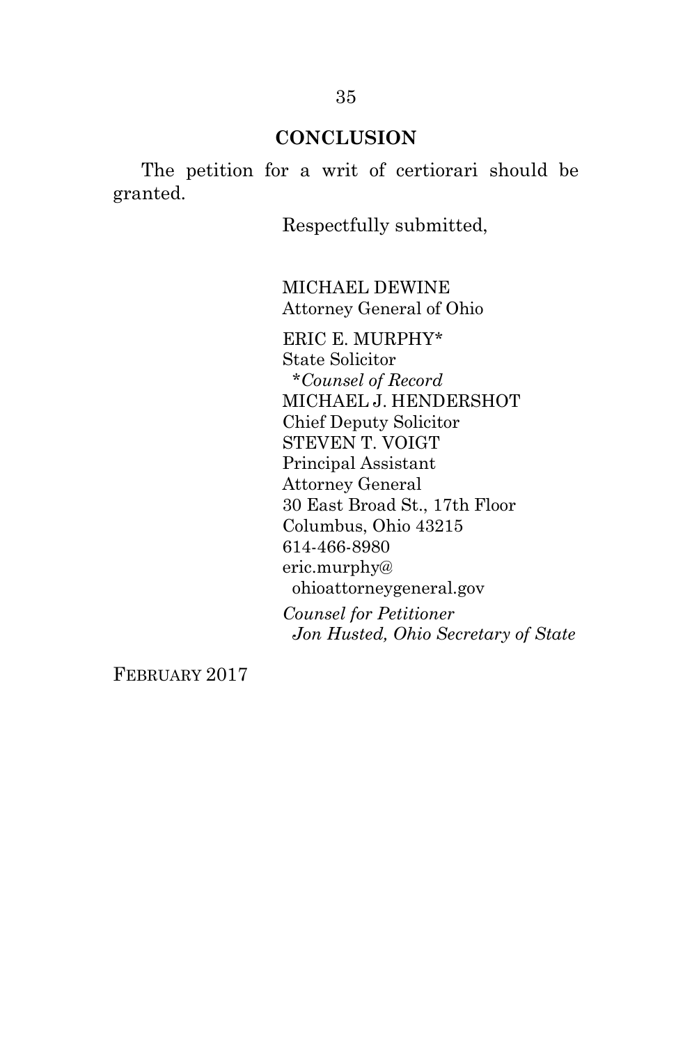## CONCLUSION

The petition for a writ of certiorari should be granted.

Respectfully submitted,

MICHAEL DEWINE
Attorney General of Ohio

ERIC E. MURPHY*
State Solicitor
*\*Counsel of Record*
MICHAEL J. HENDERSHOT
Chief Deputy Solicitor
STEVEN T. VOIGT
Principal Assistant
Attorney General
30 East Broad St., 17th Floor
Columbus, Ohio 43215
614-466-8980
eric.murphy@
ohioattorneygeneral.gov

*Counsel for Petitioner*
*Jon Husted, Ohio Secretary of State*

FEBRUARY 2017